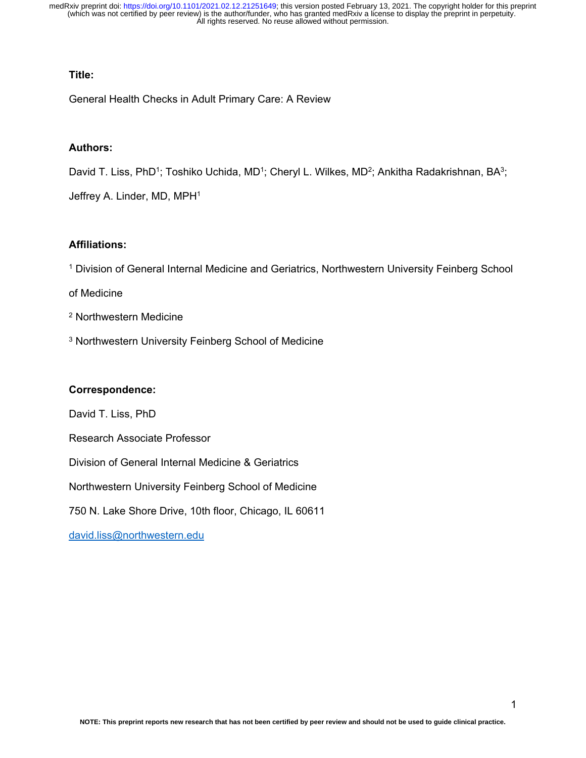**Title:**

General Health Checks in Adult Primary Care: A Review

**Authors:**

David T. Liss, PhD[1]; Toshiko Uchida, MD[1]; Cheryl L. Wilkes, MD[2]; Ankitha Radakrishnan, BA[3]; Jeffrey A. Linder, MD, MPH[1]

**Affiliations:**

[1] Division of General Internal Medicine and Geriatrics, Northwestern University Feinberg School of Medicine

[2] Northwestern Medicine

[3] Northwestern University Feinberg School of Medicine

**Correspondence:**

David T. Liss, PhD

Research Associate Professor

Division of General Internal Medicine & Geriatrics

Northwestern University Feinberg School of Medicine

750 N. Lake Shore Drive, 10th floor, Chicago, IL 60611

david.liss@northwestern.edu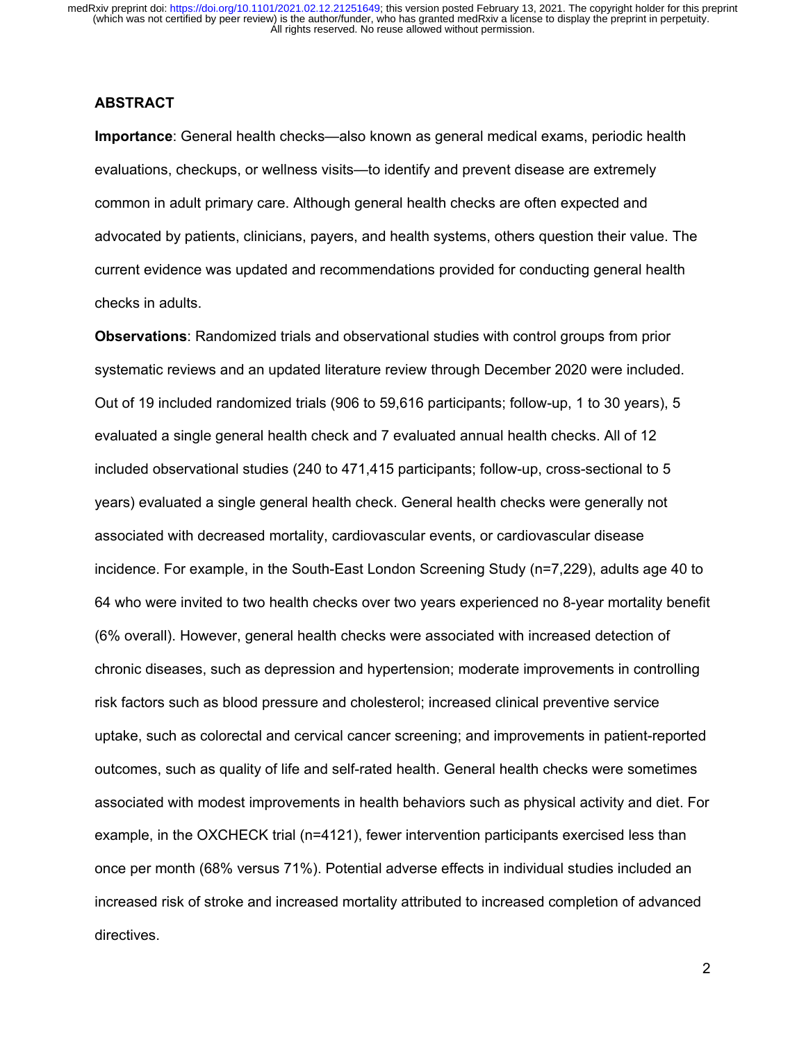## ABSTRACT

**Importance**: General health checks—also known as general medical exams, periodic health evaluations, checkups, or wellness visits—to identify and prevent disease are extremely common in adult primary care. Although general health checks are often expected and advocated by patients, clinicians, payers, and health systems, others question their value. The current evidence was updated and recommendations provided for conducting general health checks in adults.

**Observations**: Randomized trials and observational studies with control groups from prior systematic reviews and an updated literature review through December 2020 were included. Out of 19 included randomized trials (906 to 59,616 participants; follow-up, 1 to 30 years), 5 evaluated a single general health check and 7 evaluated annual health checks. All of 12 included observational studies (240 to 471,415 participants; follow-up, cross-sectional to 5 years) evaluated a single general health check. General health checks were generally not associated with decreased mortality, cardiovascular events, or cardiovascular disease incidence. For example, in the South-East London Screening Study (n=7,229), adults age 40 to 64 who were invited to two health checks over two years experienced no 8-year mortality benefit (6% overall). However, general health checks were associated with increased detection of chronic diseases, such as depression and hypertension; moderate improvements in controlling risk factors such as blood pressure and cholesterol; increased clinical preventive service uptake, such as colorectal and cervical cancer screening; and improvements in patient-reported outcomes, such as quality of life and self-rated health. General health checks were sometimes associated with modest improvements in health behaviors such as physical activity and diet. For example, in the OXCHECK trial (n=4121), fewer intervention participants exercised less than once per month (68% versus 71%). Potential adverse effects in individual studies included an increased risk of stroke and increased mortality attributed to increased completion of advanced directives.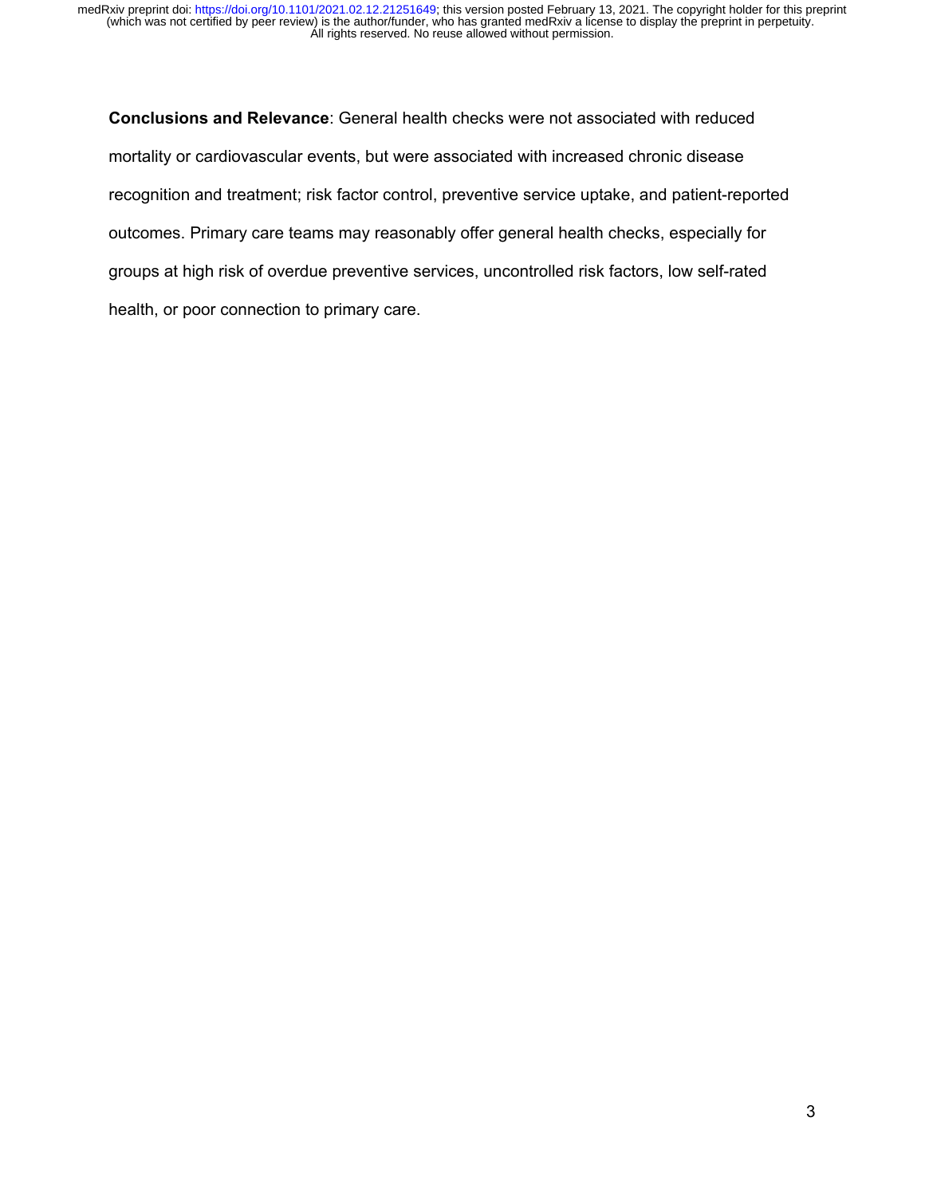**Conclusions and Relevance**: General health checks were not associated with reduced mortality or cardiovascular events, but were associated with increased chronic disease recognition and treatment; risk factor control, preventive service uptake, and patient-reported outcomes. Primary care teams may reasonably offer general health checks, especially for groups at high risk of overdue preventive services, uncontrolled risk factors, low self-rated health, or poor connection to primary care.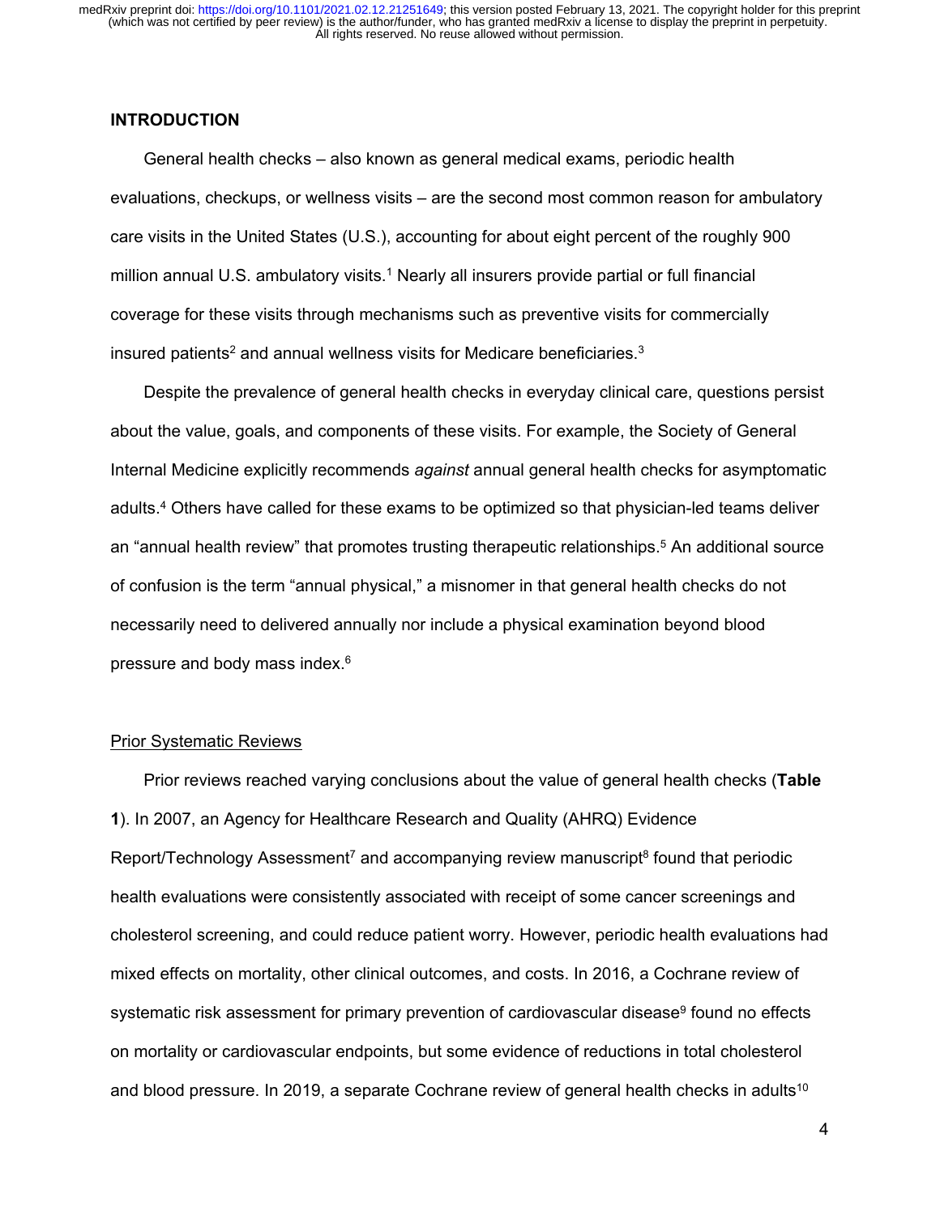## INTRODUCTION

General health checks – also known as general medical exams, periodic health evaluations, checkups, or wellness visits – are the second most common reason for ambulatory care visits in the United States (U.S.), accounting for about eight percent of the roughly 900 million annual U.S. ambulatory visits.[1] Nearly all insurers provide partial or full financial coverage for these visits through mechanisms such as preventive visits for commercially insured patients[2] and annual wellness visits for Medicare beneficiaries.[3]

Despite the prevalence of general health checks in everyday clinical care, questions persist about the value, goals, and components of these visits. For example, the Society of General Internal Medicine explicitly recommends *against* annual general health checks for asymptomatic adults.[4] Others have called for these exams to be optimized so that physician-led teams deliver an "annual health review" that promotes trusting therapeutic relationships.[5] An additional source of confusion is the term "annual physical," a misnomer in that general health checks do not necessarily need to delivered annually nor include a physical examination beyond blood pressure and body mass index.[6]

### Prior Systematic Reviews

Prior reviews reached varying conclusions about the value of general health checks (**Table 1**). In 2007, an Agency for Healthcare Research and Quality (AHRQ) Evidence Report/Technology Assessment[7] and accompanying review manuscript[8] found that periodic health evaluations were consistently associated with receipt of some cancer screenings and cholesterol screening, and could reduce patient worry. However, periodic health evaluations had mixed effects on mortality, other clinical outcomes, and costs. In 2016, a Cochrane review of systematic risk assessment for primary prevention of cardiovascular disease[9] found no effects on mortality or cardiovascular endpoints, but some evidence of reductions in total cholesterol and blood pressure. In 2019, a separate Cochrane review of general health checks in adults[10]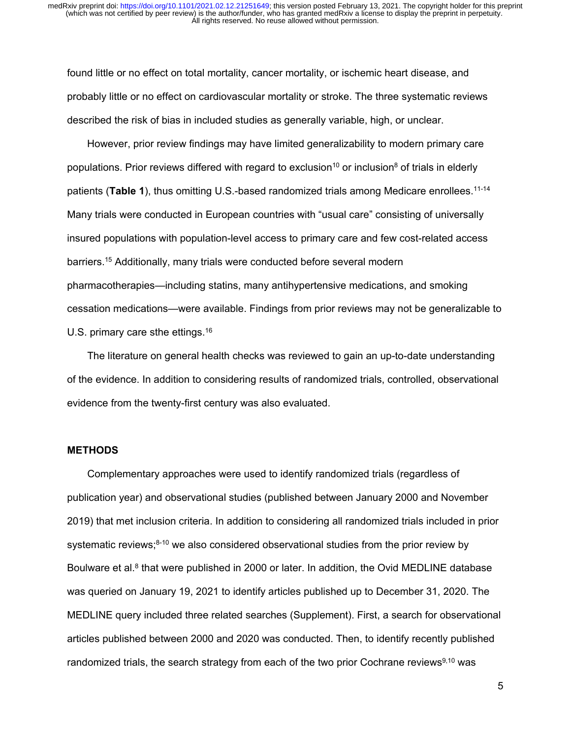found little or no effect on total mortality, cancer mortality, or ischemic heart disease, and probably little or no effect on cardiovascular mortality or stroke. The three systematic reviews described the risk of bias in included studies as generally variable, high, or unclear.

However, prior review findings may have limited generalizability to modern primary care populations. Prior reviews differed with regard to exclusion[10] or inclusion[8] of trials in elderly patients (**Table 1**), thus omitting U.S.-based randomized trials among Medicare enrollees.[11-14] Many trials were conducted in European countries with "usual care" consisting of universally insured populations with population-level access to primary care and few cost-related access barriers.[15] Additionally, many trials were conducted before several modern pharmacotherapies—including statins, many antihypertensive medications, and smoking cessation medications—were available. Findings from prior reviews may not be generalizable to U.S. primary care sthe ettings.[16]

The literature on general health checks was reviewed to gain an up-to-date understanding of the evidence. In addition to considering results of randomized trials, controlled, observational evidence from the twenty-first century was also evaluated.

## METHODS

Complementary approaches were used to identify randomized trials (regardless of publication year) and observational studies (published between January 2000 and November 2019) that met inclusion criteria. In addition to considering all randomized trials included in prior systematic reviews;[8-10] we also considered observational studies from the prior review by Boulware et al.[8] that were published in 2000 or later. In addition, the Ovid MEDLINE database was queried on January 19, 2021 to identify articles published up to December 31, 2020. The MEDLINE query included three related searches (Supplement). First, a search for observational articles published between 2000 and 2020 was conducted. Then, to identify recently published randomized trials, the search strategy from each of the two prior Cochrane reviews[9,10] was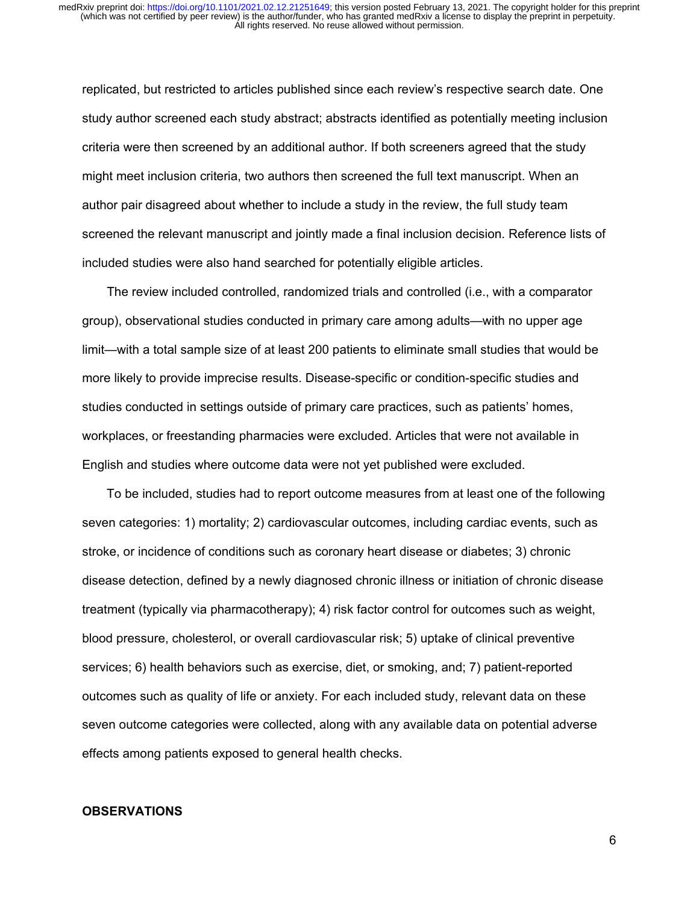replicated, but restricted to articles published since each review's respective search date. One study author screened each study abstract; abstracts identified as potentially meeting inclusion criteria were then screened by an additional author. If both screeners agreed that the study might meet inclusion criteria, two authors then screened the full text manuscript. When an author pair disagreed about whether to include a study in the review, the full study team screened the relevant manuscript and jointly made a final inclusion decision. Reference lists of included studies were also hand searched for potentially eligible articles.

The review included controlled, randomized trials and controlled (i.e., with a comparator group), observational studies conducted in primary care among adults—with no upper age limit—with a total sample size of at least 200 patients to eliminate small studies that would be more likely to provide imprecise results. Disease-specific or condition-specific studies and studies conducted in settings outside of primary care practices, such as patients' homes, workplaces, or freestanding pharmacies were excluded. Articles that were not available in English and studies where outcome data were not yet published were excluded.

To be included, studies had to report outcome measures from at least one of the following seven categories: 1) mortality; 2) cardiovascular outcomes, including cardiac events, such as stroke, or incidence of conditions such as coronary heart disease or diabetes; 3) chronic disease detection, defined by a newly diagnosed chronic illness or initiation of chronic disease treatment (typically via pharmacotherapy); 4) risk factor control for outcomes such as weight, blood pressure, cholesterol, or overall cardiovascular risk; 5) uptake of clinical preventive services; 6) health behaviors such as exercise, diet, or smoking, and; 7) patient-reported outcomes such as quality of life or anxiety. For each included study, relevant data on these seven outcome categories were collected, along with any available data on potential adverse effects among patients exposed to general health checks.

## OBSERVATIONS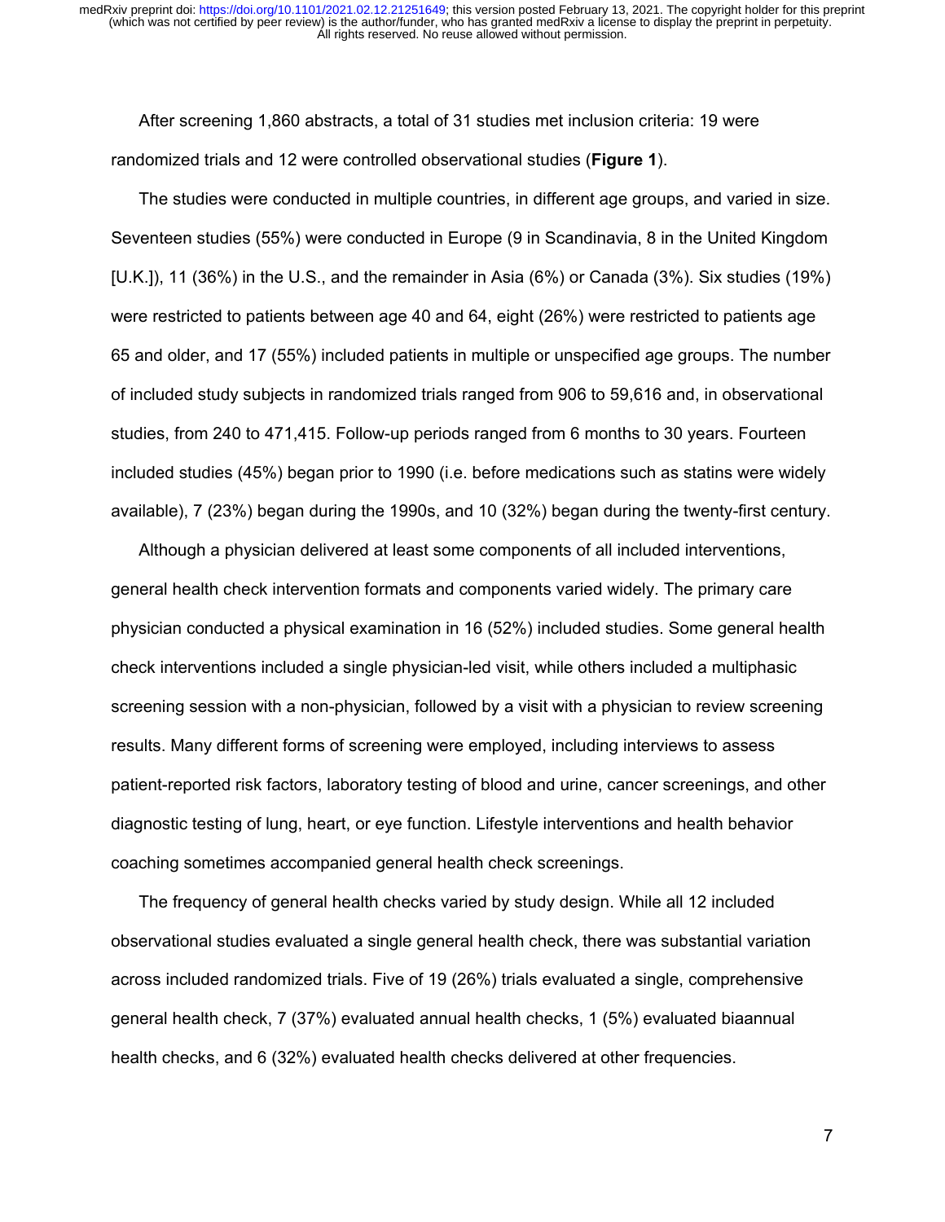After screening 1,860 abstracts, a total of 31 studies met inclusion criteria: 19 were randomized trials and 12 were controlled observational studies (**Figure 1**).

The studies were conducted in multiple countries, in different age groups, and varied in size. Seventeen studies (55%) were conducted in Europe (9 in Scandinavia, 8 in the United Kingdom [U.K.]), 11 (36%) in the U.S., and the remainder in Asia (6%) or Canada (3%). Six studies (19%) were restricted to patients between age 40 and 64, eight (26%) were restricted to patients age 65 and older, and 17 (55%) included patients in multiple or unspecified age groups. The number of included study subjects in randomized trials ranged from 906 to 59,616 and, in observational studies, from 240 to 471,415. Follow-up periods ranged from 6 months to 30 years. Fourteen included studies (45%) began prior to 1990 (i.e. before medications such as statins were widely available), 7 (23%) began during the 1990s, and 10 (32%) began during the twenty-first century.

Although a physician delivered at least some components of all included interventions, general health check intervention formats and components varied widely. The primary care physician conducted a physical examination in 16 (52%) included studies. Some general health check interventions included a single physician-led visit, while others included a multiphasic screening session with a non-physician, followed by a visit with a physician to review screening results. Many different forms of screening were employed, including interviews to assess patient-reported risk factors, laboratory testing of blood and urine, cancer screenings, and other diagnostic testing of lung, heart, or eye function. Lifestyle interventions and health behavior coaching sometimes accompanied general health check screenings.

The frequency of general health checks varied by study design. While all 12 included observational studies evaluated a single general health check, there was substantial variation across included randomized trials. Five of 19 (26%) trials evaluated a single, comprehensive general health check, 7 (37%) evaluated annual health checks, 1 (5%) evaluated biaannual health checks, and 6 (32%) evaluated health checks delivered at other frequencies.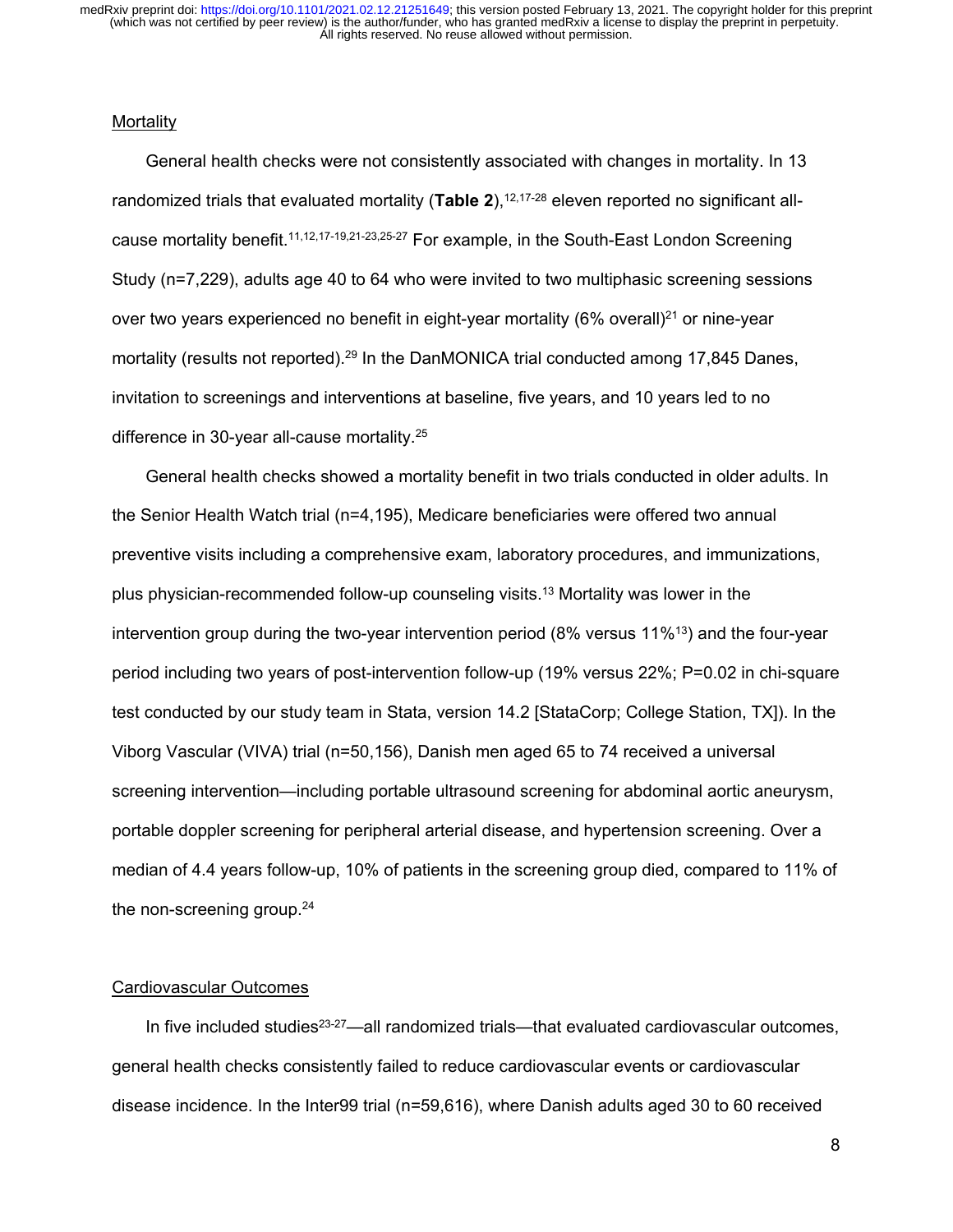## Mortality

General health checks were not consistently associated with changes in mortality. In 13 randomized trials that evaluated mortality (**Table 2**),[12,17-28] eleven reported no significant all-cause mortality benefit.[11,12,17-19,21-23,25-27] For example, in the South-East London Screening Study (n=7,229), adults age 40 to 64 who were invited to two multiphasic screening sessions over two years experienced no benefit in eight-year mortality (6% overall)[21] or nine-year mortality (results not reported).[29] In the DanMONICA trial conducted among 17,845 Danes, invitation to screenings and interventions at baseline, five years, and 10 years led to no difference in 30-year all-cause mortality.[25]

General health checks showed a mortality benefit in two trials conducted in older adults. In the Senior Health Watch trial (n=4,195), Medicare beneficiaries were offered two annual preventive visits including a comprehensive exam, laboratory procedures, and immunizations, plus physician-recommended follow-up counseling visits.[13] Mortality was lower in the intervention group during the two-year intervention period (8% versus 11%[13]) and the four-year period including two years of post-intervention follow-up (19% versus 22%; P=0.02 in chi-square test conducted by our study team in Stata, version 14.2 [StataCorp; College Station, TX]). In the Viborg Vascular (VIVA) trial (n=50,156), Danish men aged 65 to 74 received a universal screening intervention—including portable ultrasound screening for abdominal aortic aneurysm, portable doppler screening for peripheral arterial disease, and hypertension screening. Over a median of 4.4 years follow-up, 10% of patients in the screening group died, compared to 11% of the non-screening group.[24]

## Cardiovascular Outcomes

In five included studies[23-27]—all randomized trials—that evaluated cardiovascular outcomes, general health checks consistently failed to reduce cardiovascular events or cardiovascular disease incidence. In the Inter99 trial (n=59,616), where Danish adults aged 30 to 60 received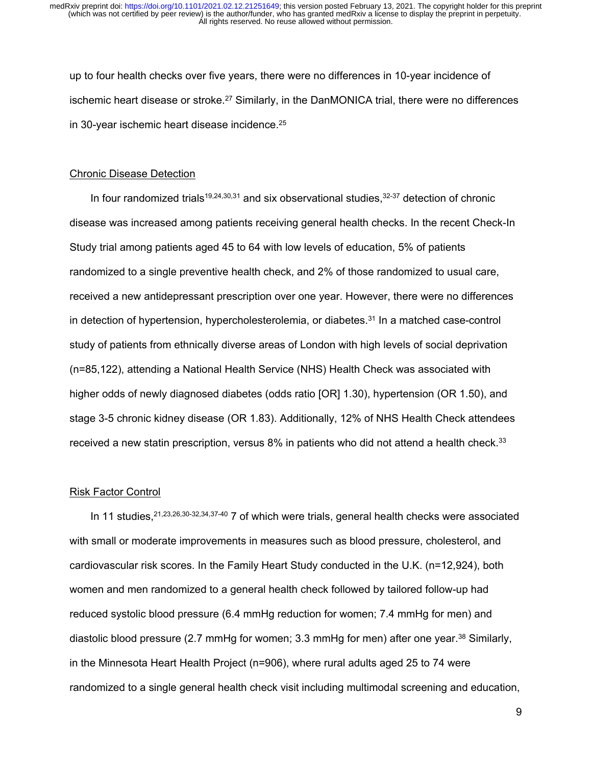up to four health checks over five years, there were no differences in 10-year incidence of ischemic heart disease or stroke.[27] Similarly, in the DanMONICA trial, there were no differences in 30-year ischemic heart disease incidence.[25]

## Chronic Disease Detection

In four randomized trials[19,24,30,31] and six observational studies,[32-37] detection of chronic disease was increased among patients receiving general health checks. In the recent Check-In Study trial among patients aged 45 to 64 with low levels of education, 5% of patients randomized to a single preventive health check, and 2% of those randomized to usual care, received a new antidepressant prescription over one year. However, there were no differences in detection of hypertension, hypercholesterolemia, or diabetes.[31] In a matched case-control study of patients from ethnically diverse areas of London with high levels of social deprivation (n=85,122), attending a National Health Service (NHS) Health Check was associated with higher odds of newly diagnosed diabetes (odds ratio [OR] 1.30), hypertension (OR 1.50), and stage 3-5 chronic kidney disease (OR 1.83). Additionally, 12% of NHS Health Check attendees received a new statin prescription, versus 8% in patients who did not attend a health check.[33]

## Risk Factor Control

In 11 studies,[21,23,26,30-32,34,37-40] 7 of which were trials, general health checks were associated with small or moderate improvements in measures such as blood pressure, cholesterol, and cardiovascular risk scores. In the Family Heart Study conducted in the U.K. (n=12,924), both women and men randomized to a general health check followed by tailored follow-up had reduced systolic blood pressure (6.4 mmHg reduction for women; 7.4 mmHg for men) and diastolic blood pressure (2.7 mmHg for women; 3.3 mmHg for men) after one year.[38] Similarly, in the Minnesota Heart Health Project (n=906), where rural adults aged 25 to 74 were randomized to a single general health check visit including multimodal screening and education,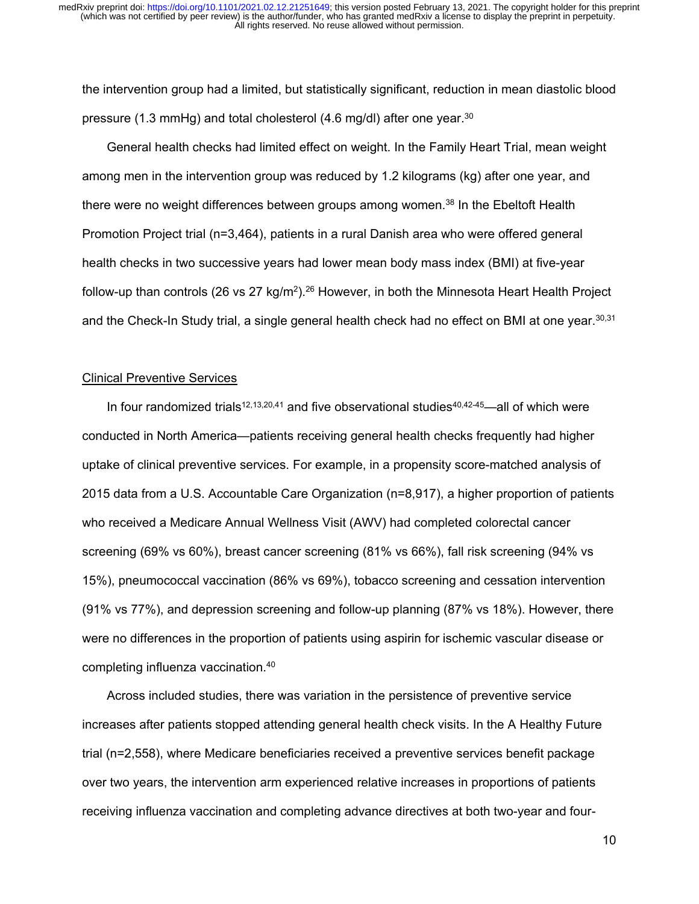the intervention group had a limited, but statistically significant, reduction in mean diastolic blood pressure (1.3 mmHg) and total cholesterol (4.6 mg/dl) after one year.[30]

General health checks had limited effect on weight. In the Family Heart Trial, mean weight among men in the intervention group was reduced by 1.2 kilograms (kg) after one year, and there were no weight differences between groups among women.[38] In the Ebeltoft Health Promotion Project trial (n=3,464), patients in a rural Danish area who were offered general health checks in two successive years had lower mean body mass index (BMI) at five-year follow-up than controls (26 vs 27 kg/m$^2$).[26] However, in both the Minnesota Heart Health Project and the Check-In Study trial, a single general health check had no effect on BMI at one year.[30,31]

<u>Clinical Preventive Services</u>

In four randomized trials[12,13,20,41] and five observational studies[40,42-45]—all of which were conducted in North America—patients receiving general health checks frequently had higher uptake of clinical preventive services. For example, in a propensity score-matched analysis of 2015 data from a U.S. Accountable Care Organization (n=8,917), a higher proportion of patients who received a Medicare Annual Wellness Visit (AWV) had completed colorectal cancer screening (69% vs 60%), breast cancer screening (81% vs 66%), fall risk screening (94% vs 15%), pneumococcal vaccination (86% vs 69%), tobacco screening and cessation intervention (91% vs 77%), and depression screening and follow-up planning (87% vs 18%). However, there were no differences in the proportion of patients using aspirin for ischemic vascular disease or completing influenza vaccination.[40]

Across included studies, there was variation in the persistence of preventive service increases after patients stopped attending general health check visits. In the A Healthy Future trial (n=2,558), where Medicare beneficiaries received a preventive services benefit package over two years, the intervention arm experienced relative increases in proportions of patients receiving influenza vaccination and completing advance directives at both two-year and four-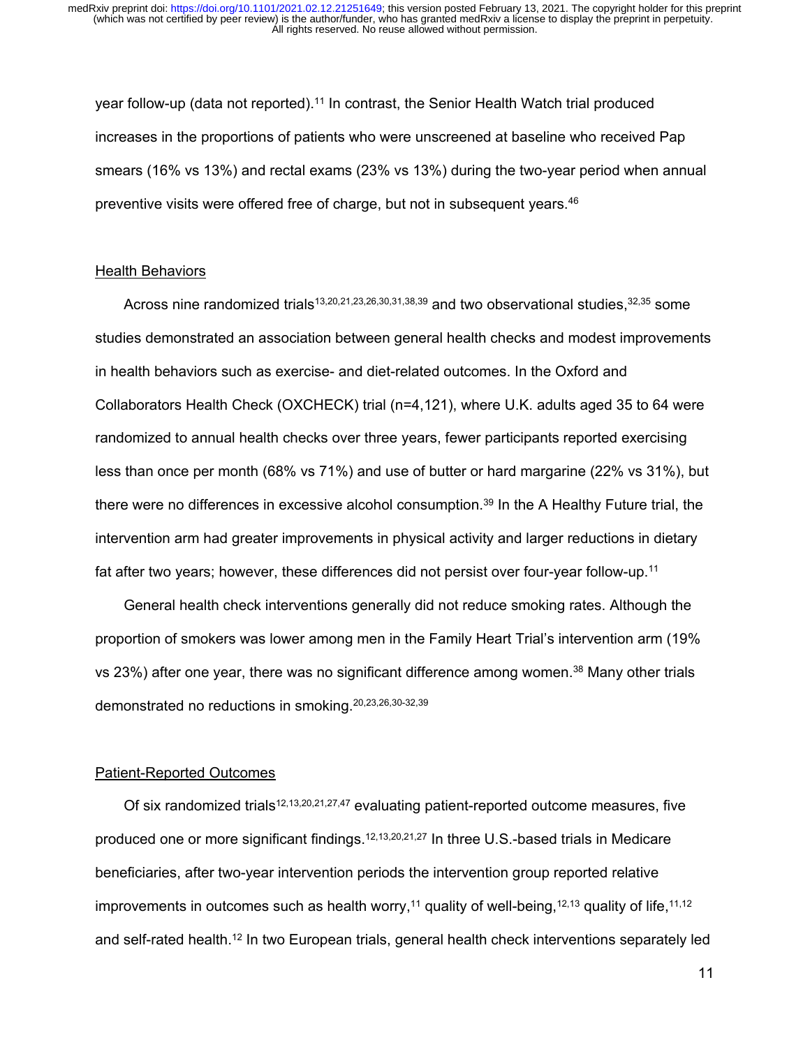year follow-up (data not reported).[11] In contrast, the Senior Health Watch trial produced increases in the proportions of patients who were unscreened at baseline who received Pap smears (16% vs 13%) and rectal exams (23% vs 13%) during the two-year period when annual preventive visits were offered free of charge, but not in subsequent years.[46]

## Health Behaviors

Across nine randomized trials[13,20,21,23,26,30,31,38,39] and two observational studies,[32,35] some studies demonstrated an association between general health checks and modest improvements in health behaviors such as exercise- and diet-related outcomes. In the Oxford and Collaborators Health Check (OXCHECK) trial (n=4,121), where U.K. adults aged 35 to 64 were randomized to annual health checks over three years, fewer participants reported exercising less than once per month (68% vs 71%) and use of butter or hard margarine (22% vs 31%), but there were no differences in excessive alcohol consumption.[39] In the A Healthy Future trial, the intervention arm had greater improvements in physical activity and larger reductions in dietary fat after two years; however, these differences did not persist over four-year follow-up.[11]

General health check interventions generally did not reduce smoking rates. Although the proportion of smokers was lower among men in the Family Heart Trial's intervention arm (19% vs 23%) after one year, there was no significant difference among women.[38] Many other trials demonstrated no reductions in smoking.[20,23,26,30-32,39]

## Patient-Reported Outcomes

Of six randomized trials[12,13,20,21,27,47] evaluating patient-reported outcome measures, five produced one or more significant findings.[12,13,20,21,27] In three U.S.-based trials in Medicare beneficiaries, after two-year intervention periods the intervention group reported relative improvements in outcomes such as health worry,[11] quality of well-being,[12,13] quality of life,[11,12] and self-rated health.[12] In two European trials, general health check interventions separately led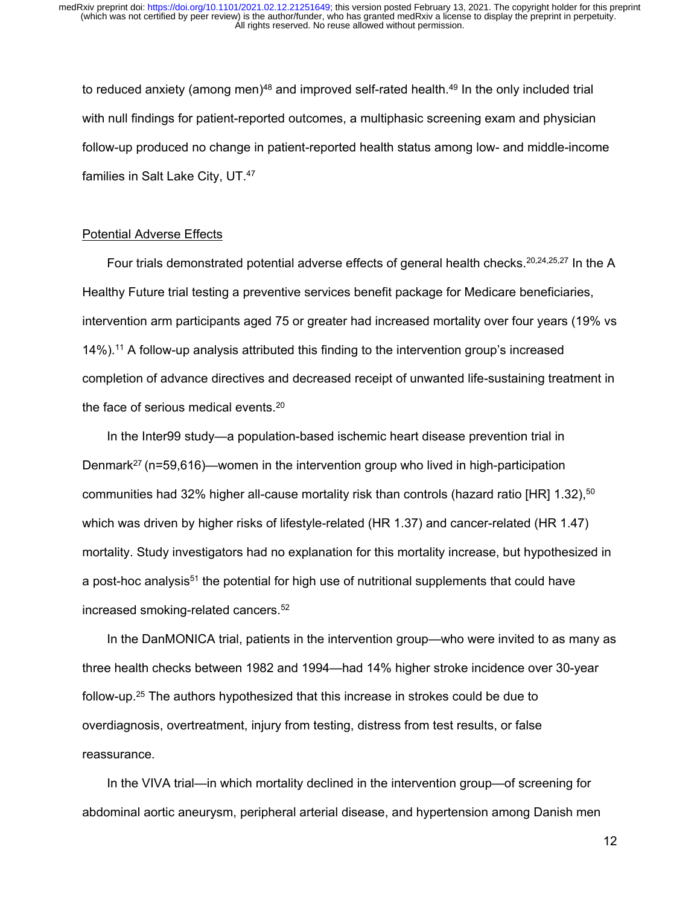to reduced anxiety (among men)[48] and improved self-rated health.[49] In the only included trial with null findings for patient-reported outcomes, a multiphasic screening exam and physician follow-up produced no change in patient-reported health status among low- and middle-income families in Salt Lake City, UT.[47]

Potential Adverse Effects

Four trials demonstrated potential adverse effects of general health checks.[20,24,25,27] In the A Healthy Future trial testing a preventive services benefit package for Medicare beneficiaries, intervention arm participants aged 75 or greater had increased mortality over four years (19% vs 14%).[11] A follow-up analysis attributed this finding to the intervention group's increased completion of advance directives and decreased receipt of unwanted life-sustaining treatment in the face of serious medical events.[20]

In the Inter99 study—a population-based ischemic heart disease prevention trial in Denmark[27] (n=59,616)—women in the intervention group who lived in high-participation communities had 32% higher all-cause mortality risk than controls (hazard ratio [HR] 1.32),[50] which was driven by higher risks of lifestyle-related (HR 1.37) and cancer-related (HR 1.47) mortality. Study investigators had no explanation for this mortality increase, but hypothesized in a post-hoc analysis[51] the potential for high use of nutritional supplements that could have increased smoking-related cancers.[52]

In the DanMONICA trial, patients in the intervention group—who were invited to as many as three health checks between 1982 and 1994—had 14% higher stroke incidence over 30-year follow-up.[25] The authors hypothesized that this increase in strokes could be due to overdiagnosis, overtreatment, injury from testing, distress from test results, or false reassurance.

In the VIVA trial—in which mortality declined in the intervention group—of screening for abdominal aortic aneurysm, peripheral arterial disease, and hypertension among Danish men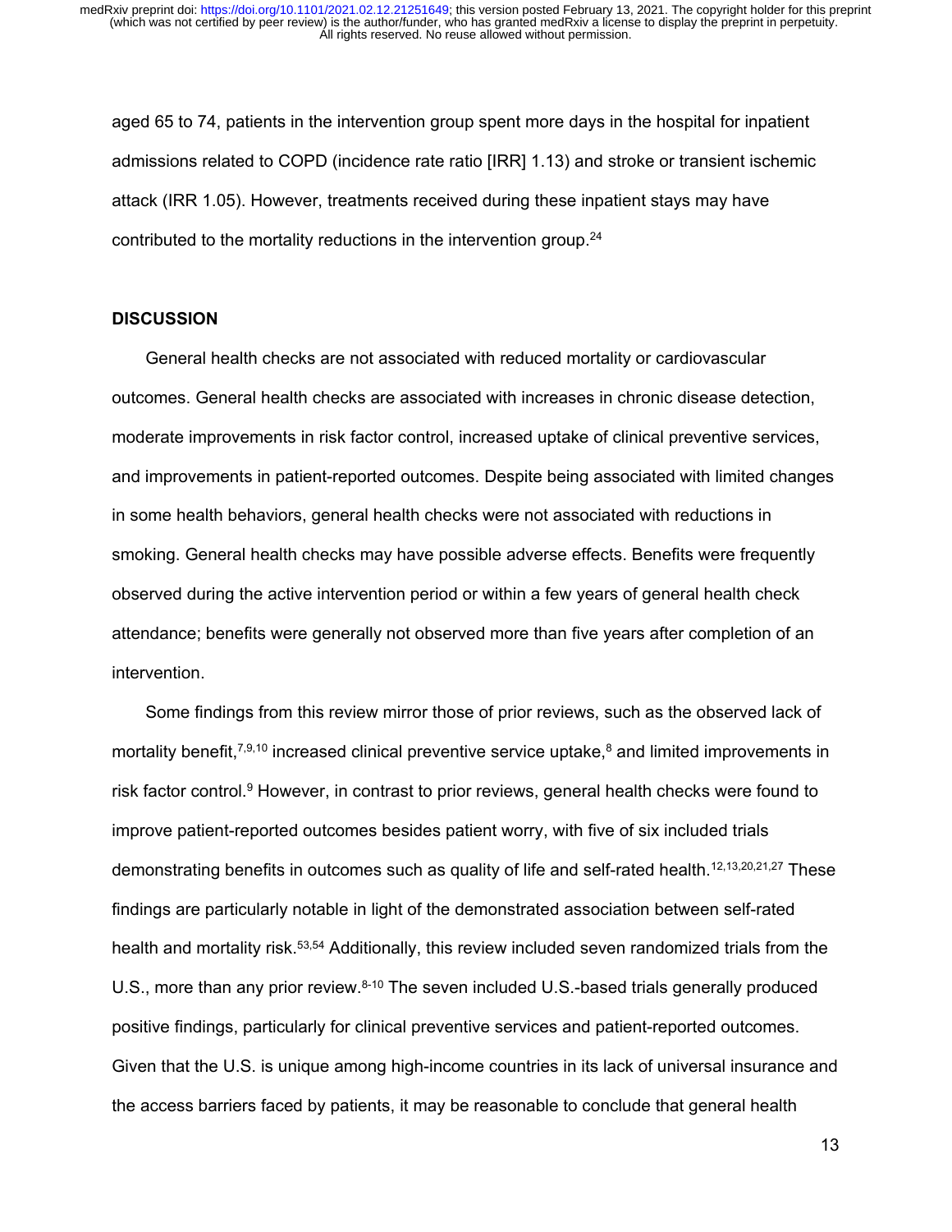aged 65 to 74, patients in the intervention group spent more days in the hospital for inpatient admissions related to COPD (incidence rate ratio [IRR] 1.13) and stroke or transient ischemic attack (IRR 1.05). However, treatments received during these inpatient stays may have contributed to the mortality reductions in the intervention group.[24]

## DISCUSSION

General health checks are not associated with reduced mortality or cardiovascular outcomes. General health checks are associated with increases in chronic disease detection, moderate improvements in risk factor control, increased uptake of clinical preventive services, and improvements in patient-reported outcomes. Despite being associated with limited changes in some health behaviors, general health checks were not associated with reductions in smoking. General health checks may have possible adverse effects. Benefits were frequently observed during the active intervention period or within a few years of general health check attendance; benefits were generally not observed more than five years after completion of an intervention.

Some findings from this review mirror those of prior reviews, such as the observed lack of mortality benefit,[7,9,10] increased clinical preventive service uptake,[8] and limited improvements in risk factor control.[9] However, in contrast to prior reviews, general health checks were found to improve patient-reported outcomes besides patient worry, with five of six included trials demonstrating benefits in outcomes such as quality of life and self-rated health.[12,13,20,21,27] These findings are particularly notable in light of the demonstrated association between self-rated health and mortality risk.[53,54] Additionally, this review included seven randomized trials from the U.S., more than any prior review.[8-10] The seven included U.S.-based trials generally produced positive findings, particularly for clinical preventive services and patient-reported outcomes. Given that the U.S. is unique among high-income countries in its lack of universal insurance and the access barriers faced by patients, it may be reasonable to conclude that general health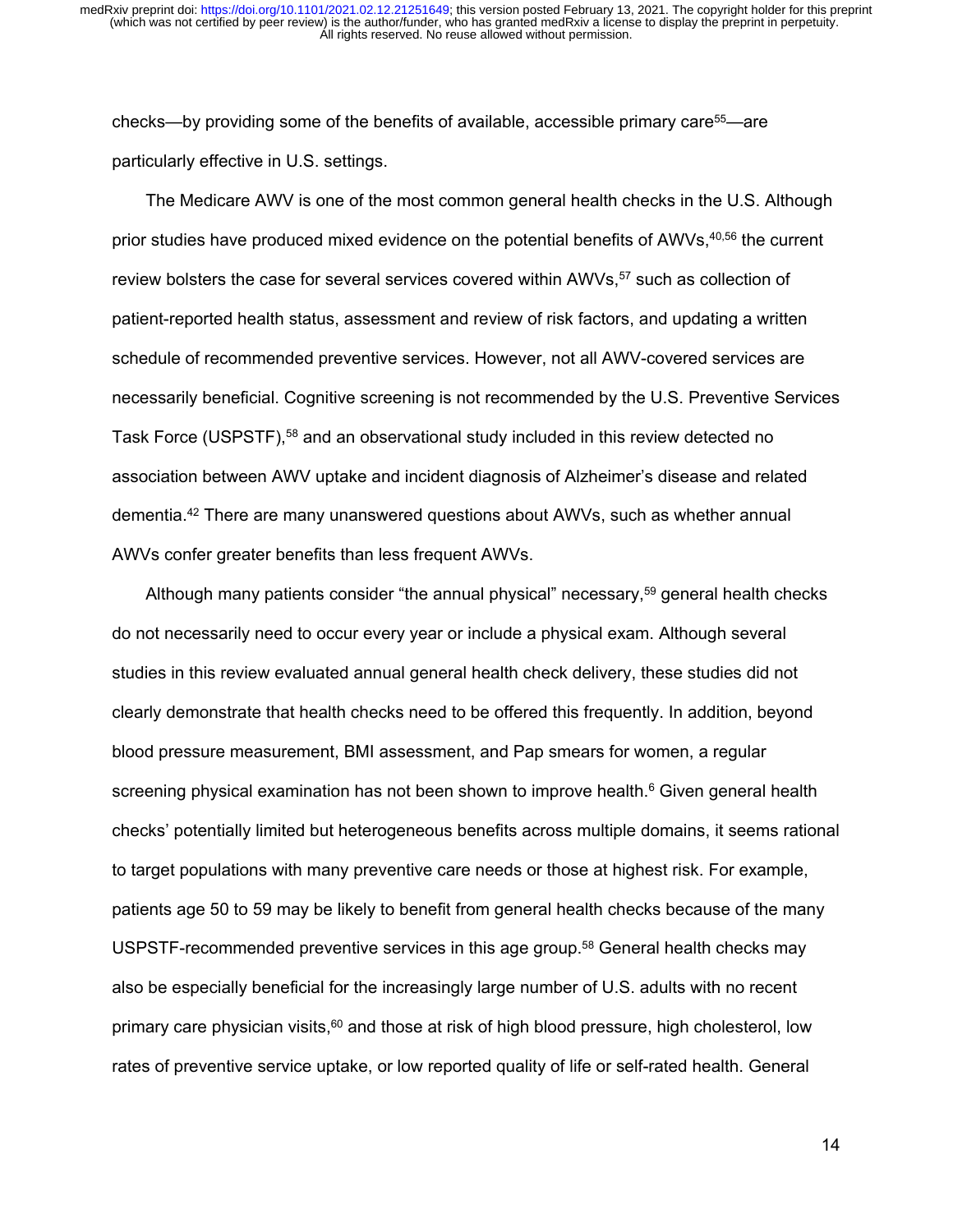checks—by providing some of the benefits of available, accessible primary care[55]—are particularly effective in U.S. settings.

The Medicare AWV is one of the most common general health checks in the U.S. Although prior studies have produced mixed evidence on the potential benefits of AWVs,[40,56] the current review bolsters the case for several services covered within AWVs,[57] such as collection of patient-reported health status, assessment and review of risk factors, and updating a written schedule of recommended preventive services. However, not all AWV-covered services are necessarily beneficial. Cognitive screening is not recommended by the U.S. Preventive Services Task Force (USPSTF),[58] and an observational study included in this review detected no association between AWV uptake and incident diagnosis of Alzheimer's disease and related dementia.[42] There are many unanswered questions about AWVs, such as whether annual AWVs confer greater benefits than less frequent AWVs.

Although many patients consider "the annual physical" necessary,[59] general health checks do not necessarily need to occur every year or include a physical exam. Although several studies in this review evaluated annual general health check delivery, these studies did not clearly demonstrate that health checks need to be offered this frequently. In addition, beyond blood pressure measurement, BMI assessment, and Pap smears for women, a regular screening physical examination has not been shown to improve health.[6] Given general health checks' potentially limited but heterogeneous benefits across multiple domains, it seems rational to target populations with many preventive care needs or those at highest risk. For example, patients age 50 to 59 may be likely to benefit from general health checks because of the many USPSTF-recommended preventive services in this age group.[58] General health checks may also be especially beneficial for the increasingly large number of U.S. adults with no recent primary care physician visits,[60] and those at risk of high blood pressure, high cholesterol, low rates of preventive service uptake, or low reported quality of life or self-rated health. General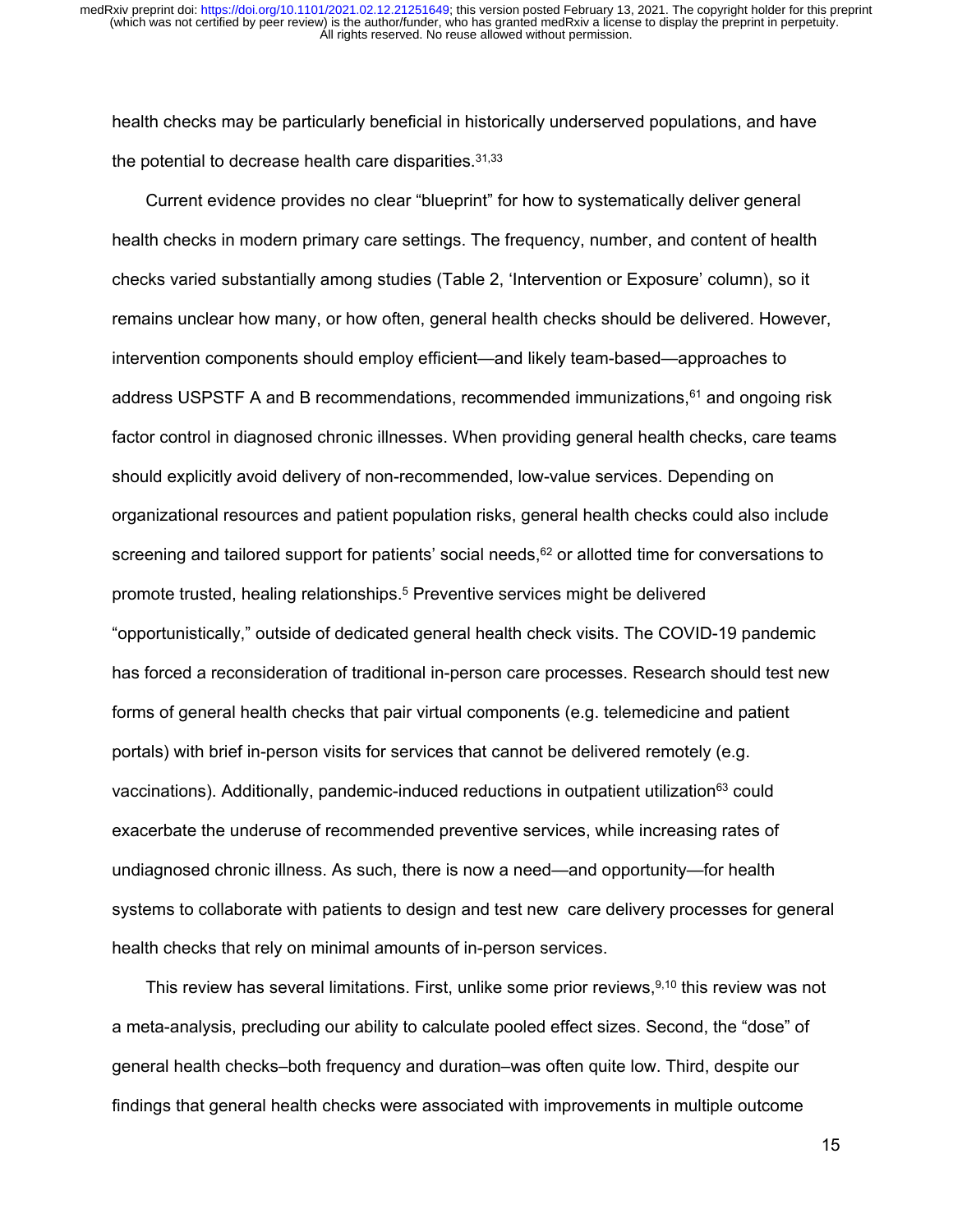health checks may be particularly beneficial in historically underserved populations, and have the potential to decrease health care disparities.[31,33]

Current evidence provides no clear “blueprint” for how to systematically deliver general health checks in modern primary care settings. The frequency, number, and content of health checks varied substantially among studies (Table 2, ‘Intervention or Exposure’ column), so it remains unclear how many, or how often, general health checks should be delivered. However, intervention components should employ efficient—and likely team-based—approaches to address USPSTF A and B recommendations, recommended immunizations,[61] and ongoing risk factor control in diagnosed chronic illnesses. When providing general health checks, care teams should explicitly avoid delivery of non-recommended, low-value services. Depending on organizational resources and patient population risks, general health checks could also include screening and tailored support for patients’ social needs,[62] or allotted time for conversations to promote trusted, healing relationships.[5] Preventive services might be delivered “opportunistically,” outside of dedicated general health check visits. The COVID-19 pandemic has forced a reconsideration of traditional in-person care processes. Research should test new forms of general health checks that pair virtual components (e.g. telemedicine and patient portals) with brief in-person visits for services that cannot be delivered remotely (e.g. vaccinations). Additionally, pandemic-induced reductions in outpatient utilization[63] could exacerbate the underuse of recommended preventive services, while increasing rates of undiagnosed chronic illness. As such, there is now a need—and opportunity—for health systems to collaborate with patients to design and test new care delivery processes for general health checks that rely on minimal amounts of in-person services.

This review has several limitations. First, unlike some prior reviews,[9,10] this review was not a meta-analysis, precluding our ability to calculate pooled effect sizes. Second, the “dose” of general health checks–both frequency and duration–was often quite low. Third, despite our findings that general health checks were associated with improvements in multiple outcome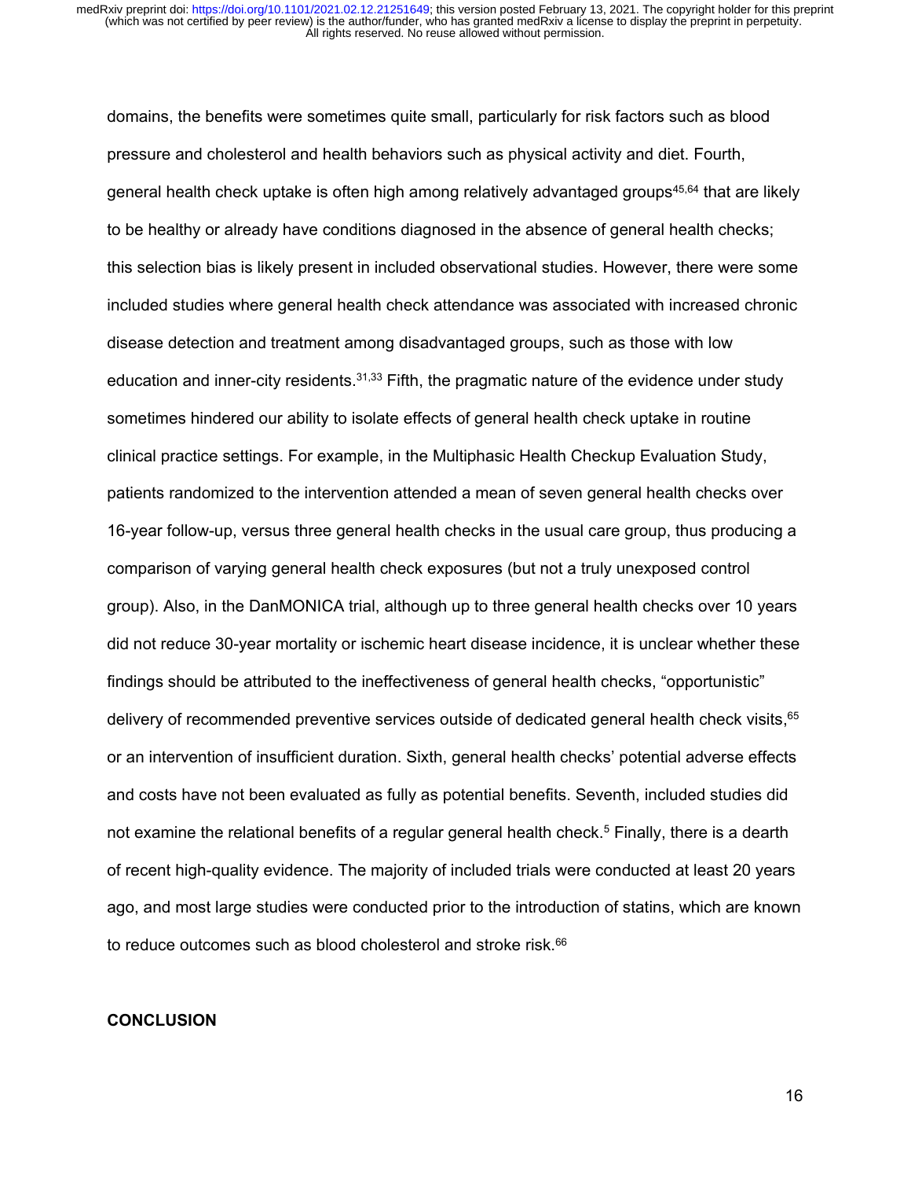domains, the benefits were sometimes quite small, particularly for risk factors such as blood pressure and cholesterol and health behaviors such as physical activity and diet. Fourth, general health check uptake is often high among relatively advantaged groups[45,64] that are likely to be healthy or already have conditions diagnosed in the absence of general health checks; this selection bias is likely present in included observational studies. However, there were some included studies where general health check attendance was associated with increased chronic disease detection and treatment among disadvantaged groups, such as those with low education and inner-city residents.[31,33] Fifth, the pragmatic nature of the evidence under study sometimes hindered our ability to isolate effects of general health check uptake in routine clinical practice settings. For example, in the Multiphasic Health Checkup Evaluation Study, patients randomized to the intervention attended a mean of seven general health checks over 16-year follow-up, versus three general health checks in the usual care group, thus producing a comparison of varying general health check exposures (but not a truly unexposed control group). Also, in the DanMONICA trial, although up to three general health checks over 10 years did not reduce 30-year mortality or ischemic heart disease incidence, it is unclear whether these findings should be attributed to the ineffectiveness of general health checks, "opportunistic" delivery of recommended preventive services outside of dedicated general health check visits,[65] or an intervention of insufficient duration. Sixth, general health checks' potential adverse effects and costs have not been evaluated as fully as potential benefits. Seventh, included studies did not examine the relational benefits of a regular general health check.[5] Finally, there is a dearth of recent high-quality evidence. The majority of included trials were conducted at least 20 years ago, and most large studies were conducted prior to the introduction of statins, which are known to reduce outcomes such as blood cholesterol and stroke risk.[66]

## CONCLUSION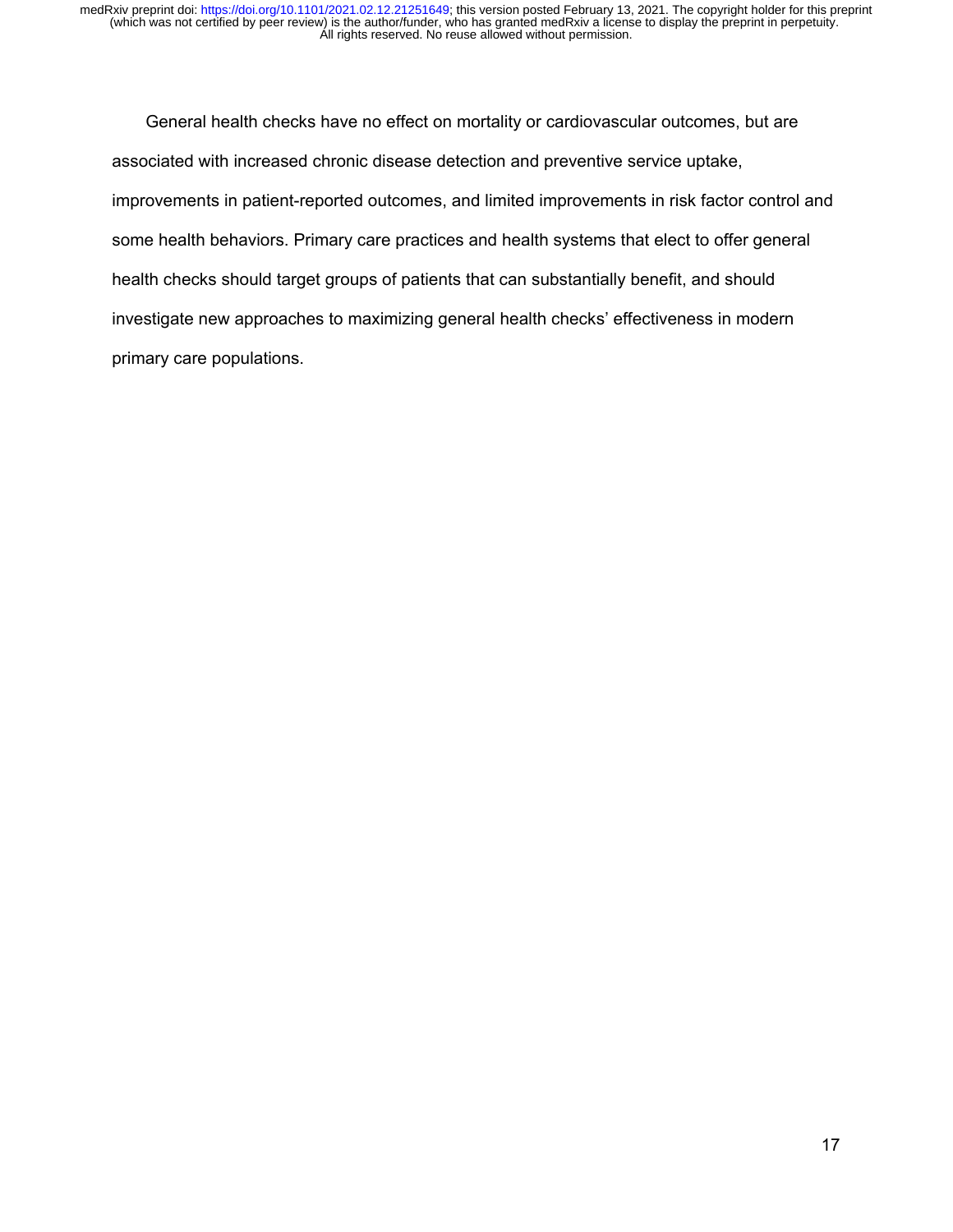General health checks have no effect on mortality or cardiovascular outcomes, but are associated with increased chronic disease detection and preventive service uptake, improvements in patient-reported outcomes, and limited improvements in risk factor control and some health behaviors. Primary care practices and health systems that elect to offer general health checks should target groups of patients that can substantially benefit, and should investigate new approaches to maximizing general health checks' effectiveness in modern primary care populations.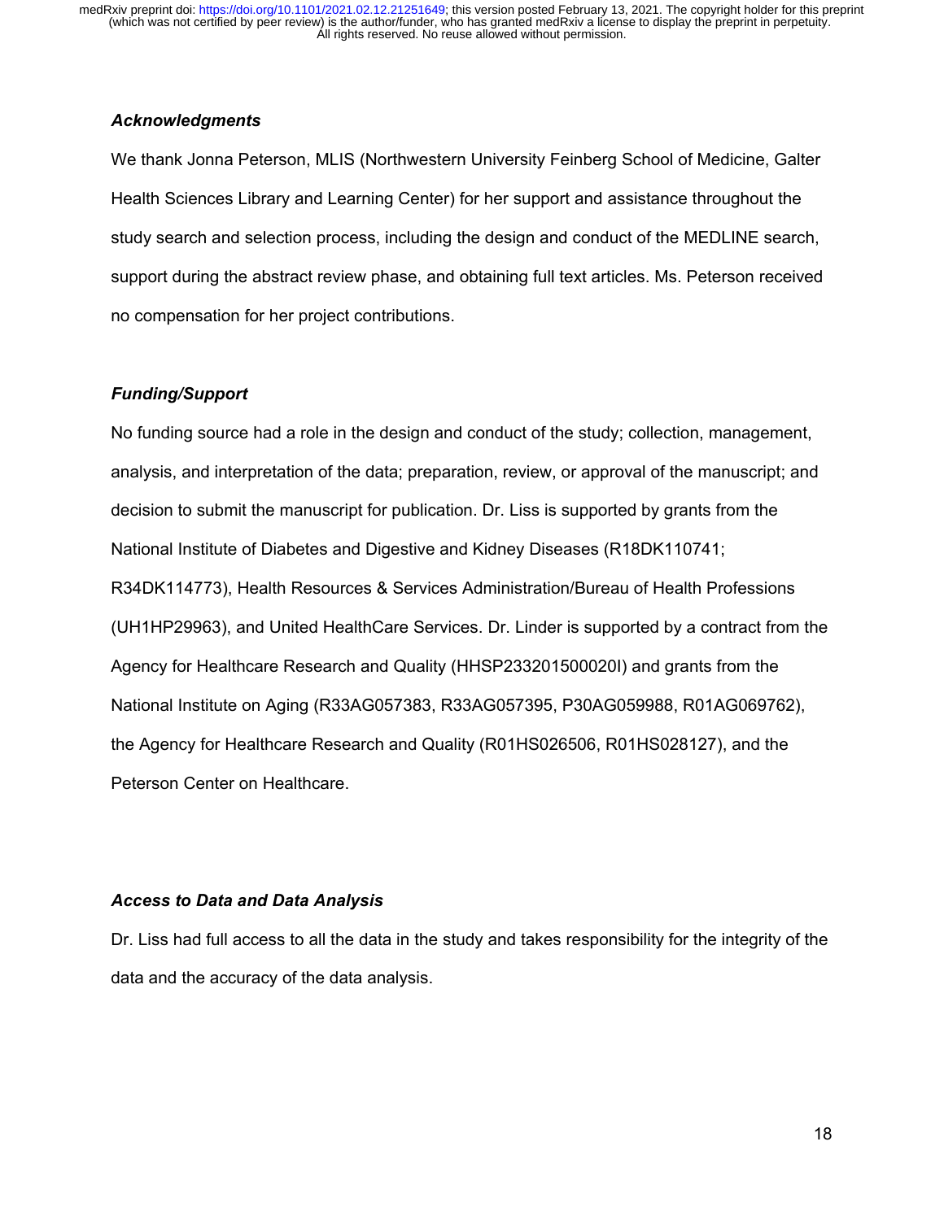### *Acknowledgments*

We thank Jonna Peterson, MLIS (Northwestern University Feinberg School of Medicine, Galter Health Sciences Library and Learning Center) for her support and assistance throughout the study search and selection process, including the design and conduct of the MEDLINE search, support during the abstract review phase, and obtaining full text articles. Ms. Peterson received no compensation for her project contributions.

### *Funding/Support*

No funding source had a role in the design and conduct of the study; collection, management, analysis, and interpretation of the data; preparation, review, or approval of the manuscript; and decision to submit the manuscript for publication. Dr. Liss is supported by grants from the National Institute of Diabetes and Digestive and Kidney Diseases (R18DK110741; R34DK114773), Health Resources & Services Administration/Bureau of Health Professions (UH1HP29963), and United HealthCare Services. Dr. Linder is supported by a contract from the Agency for Healthcare Research and Quality (HHSP233201500020I) and grants from the National Institute on Aging (R33AG057383, R33AG057395, P30AG059988, R01AG069762), the Agency for Healthcare Research and Quality (R01HS026506, R01HS028127), and the Peterson Center on Healthcare.

### *Access to Data and Data Analysis*

Dr. Liss had full access to all the data in the study and takes responsibility for the integrity of the data and the accuracy of the data analysis.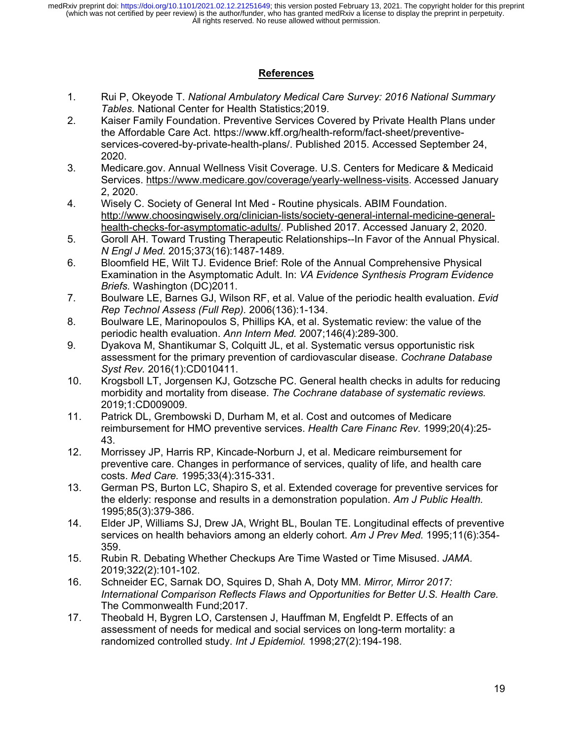## References

1. Rui P, Okeyode T. *National Ambulatory Medical Care Survey: 2016 National Summary Tables.* National Center for Health Statistics;2019.
2. Kaiser Family Foundation. Preventive Services Covered by Private Health Plans under the Affordable Care Act. https://www.kff.org/health-reform/fact-sheet/preventive-services-covered-by-private-health-plans/. Published 2015. Accessed September 24, 2020.
3. Medicare.gov. Annual Wellness Visit Coverage. U.S. Centers for Medicare & Medicaid Services. https://www.medicare.gov/coverage/yearly-wellness-visits. Accessed January 2, 2020.
4. Wisely C. Society of General Int Med - Routine physicals. ABIM Foundation. http://www.choosingwisely.org/clinician-lists/society-general-internal-medicine-general-health-checks-for-asymptomatic-adults/. Published 2017. Accessed January 2, 2020.
5. Goroll AH. Toward Trusting Therapeutic Relationships--In Favor of the Annual Physical. *N Engl J Med*. 2015;373(16):1487-1489.
6. Bloomfield HE, Wilt TJ. Evidence Brief: Role of the Annual Comprehensive Physical Examination in the Asymptomatic Adult. In: *VA Evidence Synthesis Program Evidence Briefs.* Washington (DC)2011.
7. Boulware LE, Barnes GJ, Wilson RF, et al. Value of the periodic health evaluation. *Evid Rep Technol Assess (Full Rep).* 2006(136):1-134.
8. Boulware LE, Marinopoulos S, Phillips KA, et al. Systematic review: the value of the periodic health evaluation. *Ann Intern Med.* 2007;146(4):289-300.
9. Dyakova M, Shantikumar S, Colquitt JL, et al. Systematic versus opportunistic risk assessment for the primary prevention of cardiovascular disease. *Cochrane Database Syst Rev.* 2016(1):CD010411.
10. Krogsboll LT, Jorgensen KJ, Gotzsche PC. General health checks in adults for reducing morbidity and mortality from disease. *The Cochrane database of systematic reviews.* 2019;1:CD009009.
11. Patrick DL, Grembowski D, Durham M, et al. Cost and outcomes of Medicare reimbursement for HMO preventive services. *Health Care Financ Rev.* 1999;20(4):25-43.
12. Morrissey JP, Harris RP, Kincade-Norburn J, et al. Medicare reimbursement for preventive care. Changes in performance of services, quality of life, and health care costs. *Med Care.* 1995;33(4):315-331.
13. German PS, Burton LC, Shapiro S, et al. Extended coverage for preventive services for the elderly: response and results in a demonstration population. *Am J Public Health.* 1995;85(3):379-386.
14. Elder JP, Williams SJ, Drew JA, Wright BL, Boulan TE. Longitudinal effects of preventive services on health behaviors among an elderly cohort. *Am J Prev Med.* 1995;11(6):354-359.
15. Rubin R. Debating Whether Checkups Are Time Wasted or Time Misused. *JAMA.* 2019;322(2):101-102.
16. Schneider EC, Sarnak DO, Squires D, Shah A, Doty MM. *Mirror, Mirror 2017: International Comparison Reflects Flaws and Opportunities for Better U.S. Health Care.* The Commonwealth Fund;2017.
17. Theobald H, Bygren LO, Carstensen J, Hauffman M, Engfeldt P. Effects of an assessment of needs for medical and social services on long-term mortality: a randomized controlled study. *Int J Epidemiol.* 1998;27(2):194-198.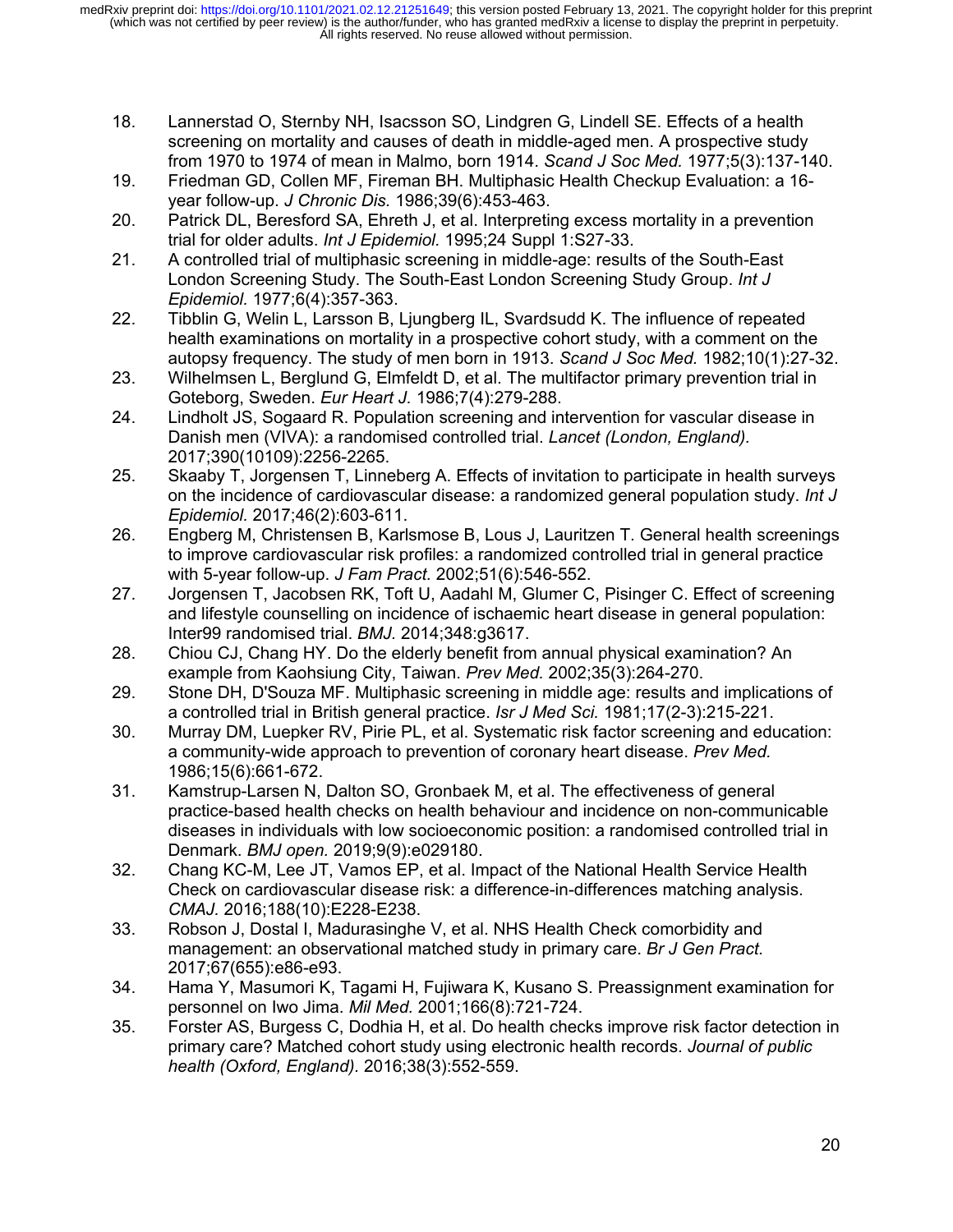18. Lannerstad O, Sternby NH, Isacsson SO, Lindgren G, Lindell SE. Effects of a health screening on mortality and causes of death in middle-aged men. A prospective study from 1970 to 1974 of mean in Malmo, born 1914. *Scand J Soc Med.* 1977;5(3):137-140.
19. Friedman GD, Collen MF, Fireman BH. Multiphasic Health Checkup Evaluation: a 16-year follow-up. *J Chronic Dis.* 1986;39(6):453-463.
20. Patrick DL, Beresford SA, Ehreth J, et al. Interpreting excess mortality in a prevention trial for older adults. *Int J Epidemiol.* 1995;24 Suppl 1:S27-33.
21. A controlled trial of multiphasic screening in middle-age: results of the South-East London Screening Study. The South-East London Screening Study Group. *Int J Epidemiol.* 1977;6(4):357-363.
22. Tibblin G, Welin L, Larsson B, Ljungberg IL, Svardsudd K. The influence of repeated health examinations on mortality in a prospective cohort study, with a comment on the autopsy frequency. The study of men born in 1913. *Scand J Soc Med.* 1982;10(1):27-32.
23. Wilhelmsen L, Berglund G, Elmfeldt D, et al. The multifactor primary prevention trial in Goteborg, Sweden. *Eur Heart J.* 1986;7(4):279-288.
24. Lindholt JS, Sogaard R. Population screening and intervention for vascular disease in Danish men (VIVA): a randomised controlled trial. *Lancet (London, England).* 2017;390(10109):2256-2265.
25. Skaaby T, Jorgensen T, Linneberg A. Effects of invitation to participate in health surveys on the incidence of cardiovascular disease: a randomized general population study. *Int J Epidemiol.* 2017;46(2):603-611.
26. Engberg M, Christensen B, Karlsmose B, Lous J, Lauritzen T. General health screenings to improve cardiovascular risk profiles: a randomized controlled trial in general practice with 5-year follow-up. *J Fam Pract.* 2002;51(6):546-552.
27. Jorgensen T, Jacobsen RK, Toft U, Aadahl M, Glumer C, Pisinger C. Effect of screening and lifestyle counselling on incidence of ischaemic heart disease in general population: Inter99 randomised trial. *BMJ.* 2014;348:g3617.
28. Chiou CJ, Chang HY. Do the elderly benefit from annual physical examination? An example from Kaohsiung City, Taiwan. *Prev Med.* 2002;35(3):264-270.
29. Stone DH, D'Souza MF. Multiphasic screening in middle age: results and implications of a controlled trial in British general practice. *Isr J Med Sci.* 1981;17(2-3):215-221.
30. Murray DM, Luepker RV, Pirie PL, et al. Systematic risk factor screening and education: a community-wide approach to prevention of coronary heart disease. *Prev Med.* 1986;15(6):661-672.
31. Kamstrup-Larsen N, Dalton SO, Gronbaek M, et al. The effectiveness of general practice-based health checks on health behaviour and incidence on non-communicable diseases in individuals with low socioeconomic position: a randomised controlled trial in Denmark. *BMJ open.* 2019;9(9):e029180.
32. Chang KC-M, Lee JT, Vamos EP, et al. Impact of the National Health Service Health Check on cardiovascular disease risk: a difference-in-differences matching analysis. *CMAJ.* 2016;188(10):E228-E238.
33. Robson J, Dostal I, Madurasinghe V, et al. NHS Health Check comorbidity and management: an observational matched study in primary care. *Br J Gen Pract.* 2017;67(655):e86-e93.
34. Hama Y, Masumori K, Tagami H, Fujiwara K, Kusano S. Preassignment examination for personnel on Iwo Jima. *Mil Med.* 2001;166(8):721-724.
35. Forster AS, Burgess C, Dodhia H, et al. Do health checks improve risk factor detection in primary care? Matched cohort study using electronic health records. *Journal of public health (Oxford, England).* 2016;38(3):552-559.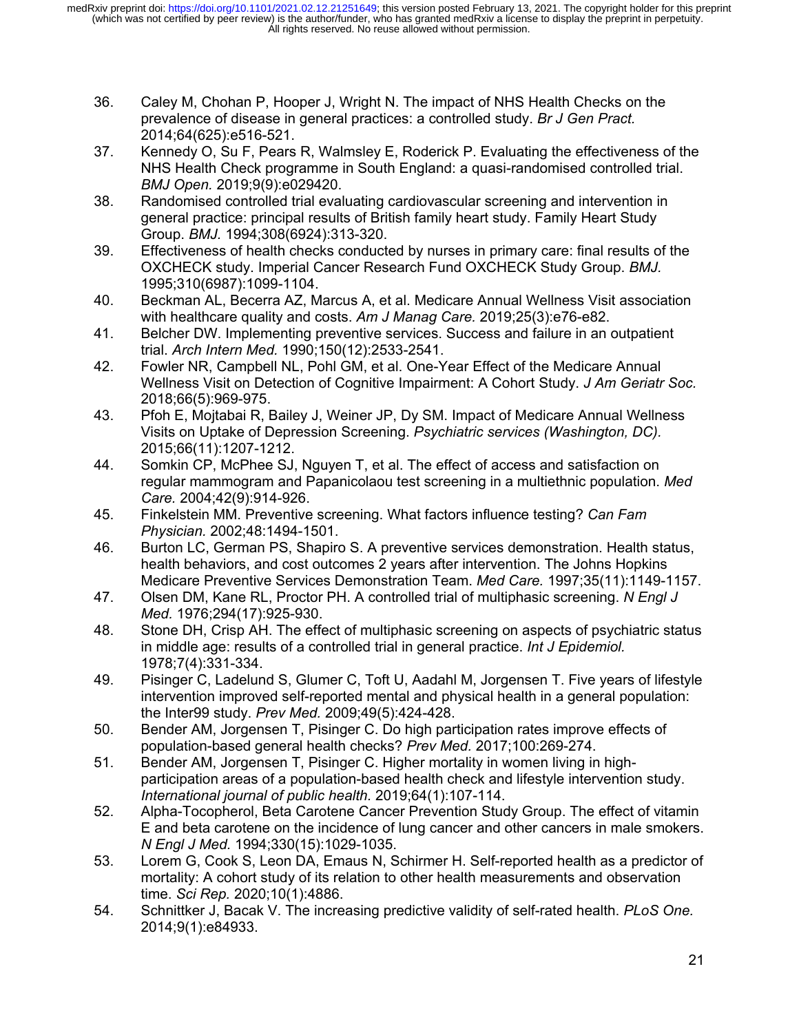36. Caley M, Chohan P, Hooper J, Wright N. The impact of NHS Health Checks on the prevalence of disease in general practices: a controlled study. *Br J Gen Pract.* 2014;64(625):e516-521.
37. Kennedy O, Su F, Pears R, Walmsley E, Roderick P. Evaluating the effectiveness of the NHS Health Check programme in South England: a quasi-randomised controlled trial. *BMJ Open.* 2019;9(9):e029420.
38. Randomised controlled trial evaluating cardiovascular screening and intervention in general practice: principal results of British family heart study. Family Heart Study Group. *BMJ.* 1994;308(6924):313-320.
39. Effectiveness of health checks conducted by nurses in primary care: final results of the OXCHECK study. Imperial Cancer Research Fund OXCHECK Study Group. *BMJ.* 1995;310(6987):1099-1104.
40. Beckman AL, Becerra AZ, Marcus A, et al. Medicare Annual Wellness Visit association with healthcare quality and costs. *Am J Manag Care.* 2019;25(3):e76-e82.
41. Belcher DW. Implementing preventive services. Success and failure in an outpatient trial. *Arch Intern Med.* 1990;150(12):2533-2541.
42. Fowler NR, Campbell NL, Pohl GM, et al. One-Year Effect of the Medicare Annual Wellness Visit on Detection of Cognitive Impairment: A Cohort Study. *J Am Geriatr Soc.* 2018;66(5):969-975.
43. Pfoh E, Mojtabai R, Bailey J, Weiner JP, Dy SM. Impact of Medicare Annual Wellness Visits on Uptake of Depression Screening. *Psychiatric services (Washington, DC).* 2015;66(11):1207-1212.
44. Somkin CP, McPhee SJ, Nguyen T, et al. The effect of access and satisfaction on regular mammogram and Papanicolaou test screening in a multiethnic population. *Med Care.* 2004;42(9):914-926.
45. Finkelstein MM. Preventive screening. What factors influence testing? *Can Fam Physician.* 2002;48:1494-1501.
46. Burton LC, German PS, Shapiro S. A preventive services demonstration. Health status, health behaviors, and cost outcomes 2 years after intervention. The Johns Hopkins Medicare Preventive Services Demonstration Team. *Med Care.* 1997;35(11):1149-1157.
47. Olsen DM, Kane RL, Proctor PH. A controlled trial of multiphasic screening. *N Engl J Med.* 1976;294(17):925-930.
48. Stone DH, Crisp AH. The effect of multiphasic screening on aspects of psychiatric status in middle age: results of a controlled trial in general practice. *Int J Epidemiol.* 1978;7(4):331-334.
49. Pisinger C, Ladelund S, Glumer C, Toft U, Aadahl M, Jorgensen T. Five years of lifestyle intervention improved self-reported mental and physical health in a general population: the Inter99 study. *Prev Med.* 2009;49(5):424-428.
50. Bender AM, Jorgensen T, Pisinger C. Do high participation rates improve effects of population-based general health checks? *Prev Med.* 2017;100:269-274.
51. Bender AM, Jorgensen T, Pisinger C. Higher mortality in women living in high-participation areas of a population-based health check and lifestyle intervention study. *International journal of public health.* 2019;64(1):107-114.
52. Alpha-Tocopherol, Beta Carotene Cancer Prevention Study Group. The effect of vitamin E and beta carotene on the incidence of lung cancer and other cancers in male smokers. *N Engl J Med.* 1994;330(15):1029-1035.
53. Lorem G, Cook S, Leon DA, Emaus N, Schirmer H. Self-reported health as a predictor of mortality: A cohort study of its relation to other health measurements and observation time. *Sci Rep.* 2020;10(1):4886.
54. Schnittker J, Bacak V. The increasing predictive validity of self-rated health. *PLoS One.* 2014;9(1):e84933.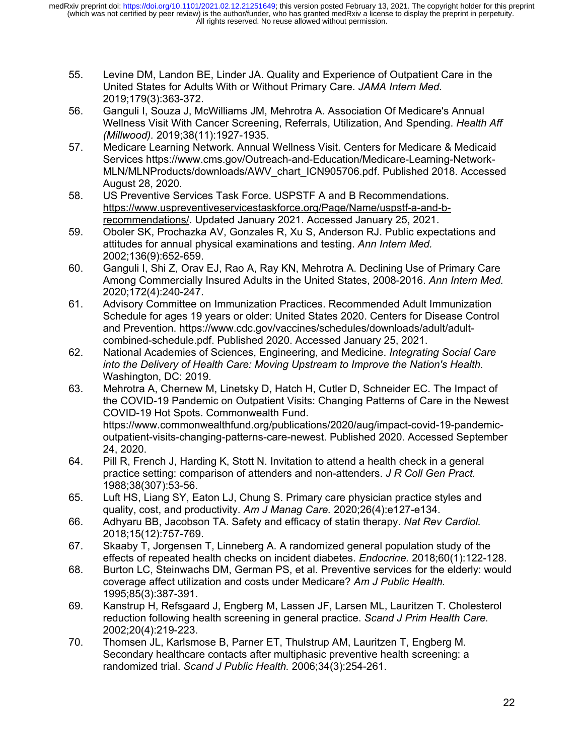55. Levine DM, Landon BE, Linder JA. Quality and Experience of Outpatient Care in the United States for Adults With or Without Primary Care. *JAMA Intern Med.* 2019;179(3):363-372.
56. Ganguli I, Souza J, McWilliams JM, Mehrotra A. Association Of Medicare's Annual Wellness Visit With Cancer Screening, Referrals, Utilization, And Spending. *Health Aff (Millwood).* 2019;38(11):1927-1935.
57. Medicare Learning Network. Annual Wellness Visit. Centers for Medicare & Medicaid Services https://www.cms.gov/Outreach-and-Education/Medicare-Learning-Network-MLN/MLNProducts/downloads/AWV_chart_ICN905706.pdf. Published 2018. Accessed August 28, 2020.
58. US Preventive Services Task Force. USPSTF A and B Recommendations. https://www.uspreventiveservicestaskforce.org/Page/Name/uspstf-a-and-b-recommendations/. Updated January 2021. Accessed January 25, 2021.
59. Oboler SK, Prochazka AV, Gonzales R, Xu S, Anderson RJ. Public expectations and attitudes for annual physical examinations and testing. *Ann Intern Med.* 2002;136(9):652-659.
60. Ganguli I, Shi Z, Orav EJ, Rao A, Ray KN, Mehrotra A. Declining Use of Primary Care Among Commercially Insured Adults in the United States, 2008-2016. *Ann Intern Med.* 2020;172(4):240-247.
61. Advisory Committee on Immunization Practices. Recommended Adult Immunization Schedule for ages 19 years or older: United States 2020. Centers for Disease Control and Prevention. https://www.cdc.gov/vaccines/schedules/downloads/adult/adult-combined-schedule.pdf. Published 2020. Accessed January 25, 2021.
62. National Academies of Sciences, Engineering, and Medicine. *Integrating Social Care into the Delivery of Health Care: Moving Upstream to Improve the Nation's Health.* Washington, DC: 2019.
63. Mehrotra A, Chernew M, Linetsky D, Hatch H, Cutler D, Schneider EC. The Impact of the COVID-19 Pandemic on Outpatient Visits: Changing Patterns of Care in the Newest COVID-19 Hot Spots. Commonwealth Fund. https://www.commonwealthfund.org/publications/2020/aug/impact-covid-19-pandemic-outpatient-visits-changing-patterns-care-newest. Published 2020. Accessed September 24, 2020.
64. Pill R, French J, Harding K, Stott N. Invitation to attend a health check in a general practice setting: comparison of attenders and non-attenders. *J R Coll Gen Pract.* 1988;38(307):53-56.
65. Luft HS, Liang SY, Eaton LJ, Chung S. Primary care physician practice styles and quality, cost, and productivity. *Am J Manag Care.* 2020;26(4):e127-e134.
66. Adhyaru BB, Jacobson TA. Safety and efficacy of statin therapy. *Nat Rev Cardiol.* 2018;15(12):757-769.
67. Skaaby T, Jorgensen T, Linneberg A. A randomized general population study of the effects of repeated health checks on incident diabetes. *Endocrine.* 2018;60(1):122-128.
68. Burton LC, Steinwachs DM, German PS, et al. Preventive services for the elderly: would coverage affect utilization and costs under Medicare? *Am J Public Health.* 1995;85(3):387-391.
69. Kanstrup H, Refsgaard J, Engberg M, Lassen JF, Larsen ML, Lauritzen T. Cholesterol reduction following health screening in general practice. *Scand J Prim Health Care.* 2002;20(4):219-223.
70. Thomsen JL, Karlsmose B, Parner ET, Thulstrup AM, Lauritzen T, Engberg M. Secondary healthcare contacts after multiphasic preventive health screening: a randomized trial. *Scand J Public Health.* 2006;34(3):254-261.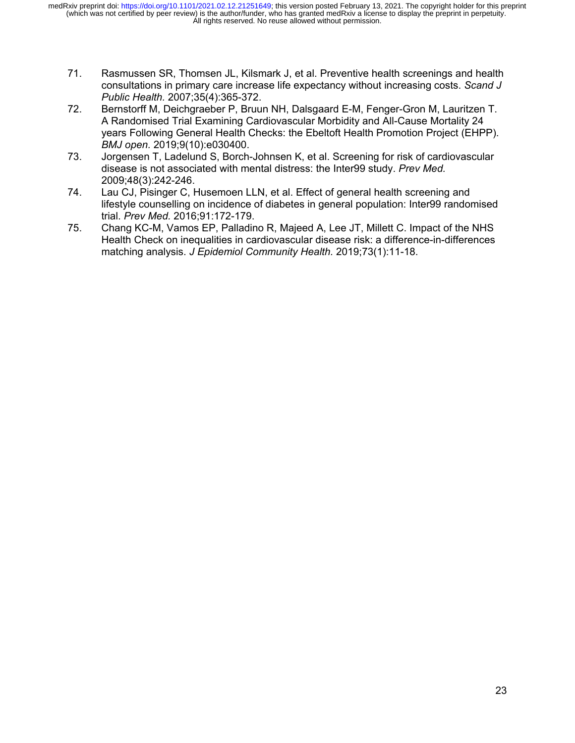71. Rasmussen SR, Thomsen JL, Kilsmark J, et al. Preventive health screenings and health consultations in primary care increase life expectancy without increasing costs. *Scand J Public Health*. 2007;35(4):365-372.
72. Bernstorff M, Deichgraeber P, Bruun NH, Dalsgaard E-M, Fenger-Gron M, Lauritzen T. A Randomised Trial Examining Cardiovascular Morbidity and All-Cause Mortality 24 years Following General Health Checks: the Ebeltoft Health Promotion Project (EHPP). *BMJ open.* 2019;9(10):e030400.
73. Jorgensen T, Ladelund S, Borch-Johnsen K, et al. Screening for risk of cardiovascular disease is not associated with mental distress: the Inter99 study. *Prev Med.* 2009;48(3):242-246.
74. Lau CJ, Pisinger C, Husemoen LLN, et al. Effect of general health screening and lifestyle counselling on incidence of diabetes in general population: Inter99 randomised trial. *Prev Med.* 2016;91:172-179.
75. Chang KC-M, Vamos EP, Palladino R, Majeed A, Lee JT, Millett C. Impact of the NHS Health Check on inequalities in cardiovascular disease risk: a difference-in-differences matching analysis. *J Epidemiol Community Health.* 2019;73(1):11-18.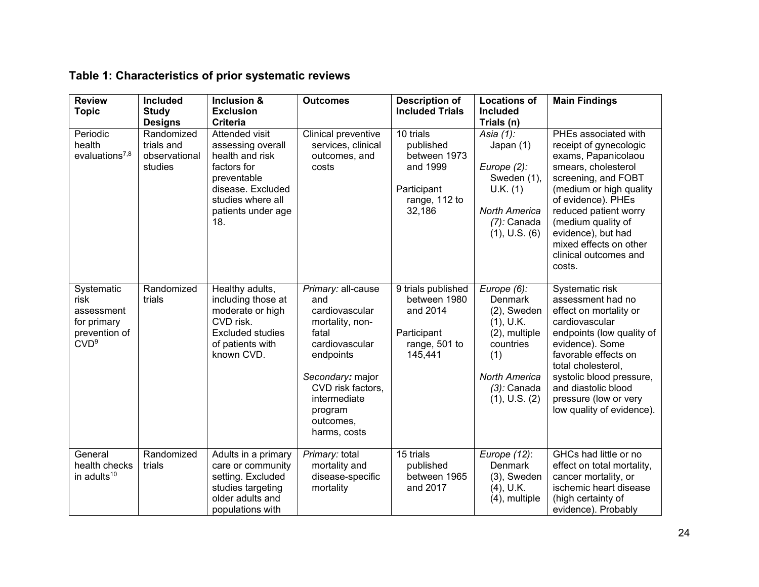**Table 1: Characteristics of prior systematic reviews**

| Review Topic | Included Study Designs | Inclusion & Exclusion Criteria | Outcomes | Description of Included Trials | Locations of Included Trials (n) | Main Findings |
|---|---|---|---|---|---|---|
| Periodic health evaluations[7,8] | Randomized trials and observational studies | Attended visit assessing overall health and risk factors for preventable disease. Excluded studies where all patients under age 18. | Clinical preventive services, clinical outcomes, and costs | 10 trials published between 1973 and 1999<br><br>Participant range, 112 to 32,186 | *Asia (1):* Japan (1)<br><br>*Europe (2):* Sweden (1), U.K. (1)<br><br>*North America (7):* Canada (1), U.S. (6) | PHEs associated with receipt of gynecologic exams, Papanicolaou smears, cholesterol screening, and FOBT (medium or high quality of evidence). PHEs reduced patient worry (medium quality of evidence), but had mixed effects on other clinical outcomes and costs. |
| Systematic risk assessment for primary prevention of CVD[9] | Randomized trials | Healthy adults, including those at moderate or high CVD risk. Excluded studies of patients with known CVD. | *Primary:* all-cause and cardiovascular mortality, non-fatal cardiovascular endpoints<br><br>*Secondary:* major CVD risk factors, intermediate program outcomes, harms, costs | 9 trials published between 1980 and 2014<br><br>Participant range, 501 to 145,441 | *Europe (6):* Denmark (2), Sweden (1), U.K. (2), multiple countries (1)<br><br>*North America (3):* Canada (1), U.S. (2) | Systematic risk assessment had no effect on mortality or cardiovascular endpoints (low quality of evidence). Some favorable effects on total cholesterol, systolic blood pressure, and diastolic blood pressure (low or very low quality of evidence). |
| General health checks in adults[10] | Randomized trials | Adults in a primary care or community setting. Excluded studies targeting older adults and populations with | *Primary:* total mortality and disease-specific mortality | 15 trials published between 1965 and 2017 | *Europe (12)*: Denmark (3), Sweden (4), U.K. (4), multiple | GHCs had little or no effect on total mortality, cancer mortality, or ischemic heart disease (high certainty of evidence). Probably |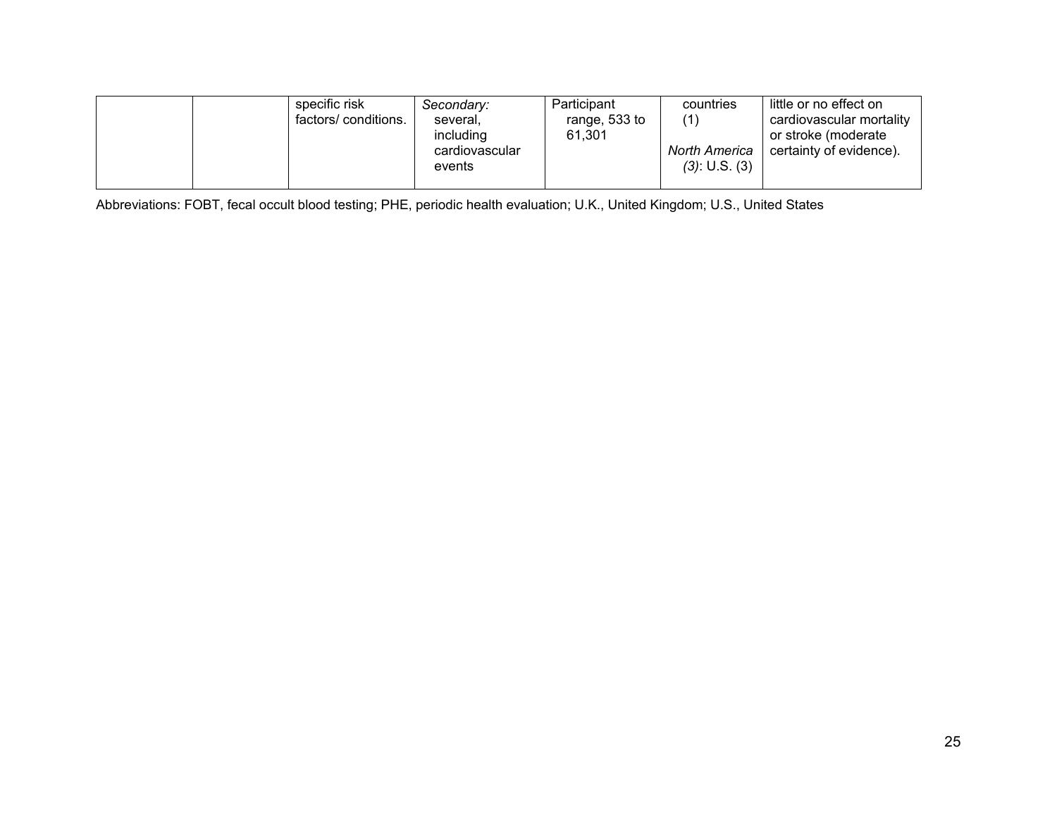|  |  |  |  |  |  |  |
|---|---|---|---|---|---|---|
|  |  | specific risk factors/ conditions. | *Secondary:* several, including cardiovascular events | Participant range, 533 to 61,301 | countries (1)<br><br>*North America (3)*: U.S. (3) | little or no effect on cardiovascular mortality or stroke (moderate certainty of evidence). |

Abbreviations: FOBT, fecal occult blood testing; PHE, periodic health evaluation; U.K., United Kingdom; U.S., United States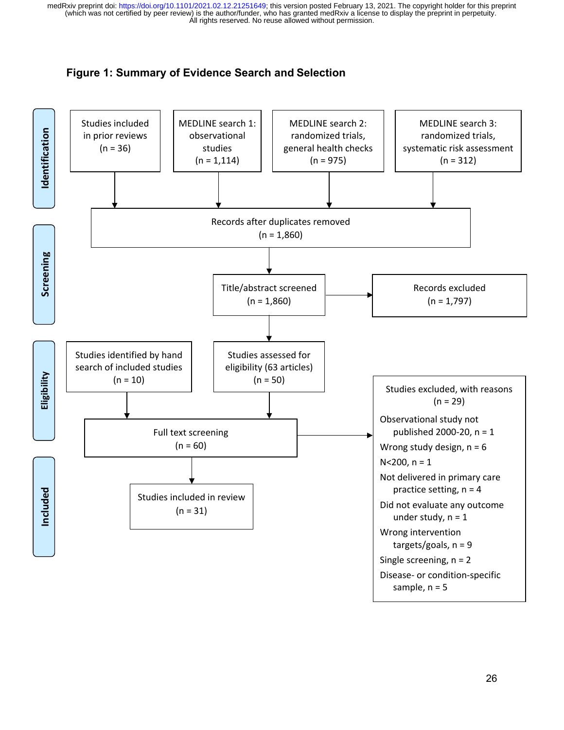## Figure 1: Summary of Evidence Search and Selection

**Identification**

- Studies included in prior reviews (n = 36)
- MEDLINE search 1: observational studies (n = 1,114)
- MEDLINE search 2: randomized trials, general health checks (n = 975)
- MEDLINE search 3: randomized trials, systematic risk assessment (n = 312)

→ Records after duplicates removed (n = 1,860)

**Screening**

Title/abstract screened (n = 1,860) → Records excluded (n = 1,797)

**Eligibility**

- Studies identified by hand search of included studies (n = 10)
- Studies assessed for eligibility (63 articles) (n = 50)

→ Full text screening (n = 60)

Studies excluded, with reasons (n = 29)

- Observational study not published 2000-20, n = 1
- Wrong study design, n = 6
- N<200, n = 1
- Not delivered in primary care practice setting, n = 4
- Did not evaluate any outcome under study, n = 1
- Wrong intervention targets/goals, n = 9
- Single screening, n = 2
- Disease- or condition-specific sample, n = 5

**Included**

Studies included in review (n = 31)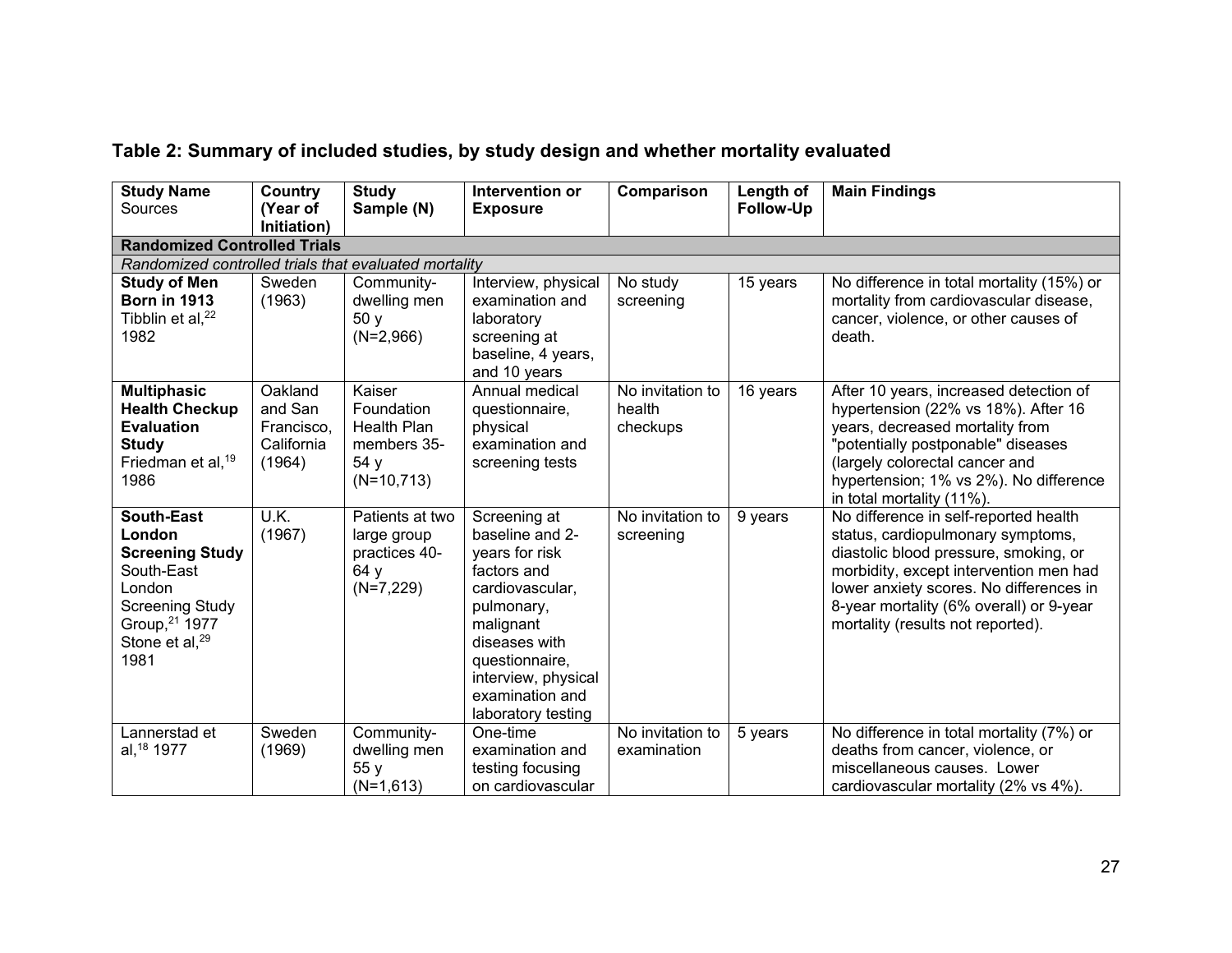## Table 2: Summary of included studies, by study design and whether mortality evaluated

| **Study Name** Sources | **Country (Year of Initiation)** | **Study Sample (N)** | **Intervention or Exposure** | **Comparison** | **Length of Follow-Up** | **Main Findings** |
|---|---|---|---|---|---|---|
| **Randomized Controlled Trials** | | | | | | |
| *Randomized controlled trials that evaluated mortality* | | | | | | |
| **Study of Men Born in 1913** Tibblin et al,[22] 1982 | Sweden (1963) | Community-dwelling men 50 y (N=2,966) | Interview, physical examination and laboratory screening at baseline, 4 years, and 10 years | No study screening | 15 years | No difference in total mortality (15%) or mortality from cardiovascular disease, cancer, violence, or other causes of death. |
| **Multiphasic Health Checkup Evaluation Study** Friedman et al,[19] 1986 | Oakland and San Francisco, California (1964) | Kaiser Foundation Health Plan members 35-54 y (N=10,713) | Annual medical questionnaire, physical examination and screening tests | No invitation to health checkups | 16 years | After 10 years, increased detection of hypertension (22% vs 18%). After 16 years, decreased mortality from "potentially postponable" diseases (largely colorectal cancer and hypertension; 1% vs 2%). No difference in total mortality (11%). |
| **South-East London Screening Study** South-East London Screening Study Group,[21] 1977 Stone et al,[29] 1981 | U.K. (1967) | Patients at two large group practices 40-64 y (N=7,229) | Screening at baseline and 2-years for risk factors and cardiovascular, pulmonary, malignant diseases with questionnaire, interview, physical examination and laboratory testing | No invitation to screening | 9 years | No difference in self-reported health status, cardiopulmonary symptoms, diastolic blood pressure, smoking, or morbidity, except intervention men had lower anxiety scores. No differences in 8-year mortality (6% overall) or 9-year mortality (results not reported). |
| Lannerstad et al,[18] 1977 | Sweden (1969) | Community-dwelling men 55 y (N=1,613) | One-time examination and testing focusing on cardiovascular | No invitation to examination | 5 years | No difference in total mortality (7%) or deaths from cancer, violence, or miscellaneous causes. Lower cardiovascular mortality (2% vs 4%). |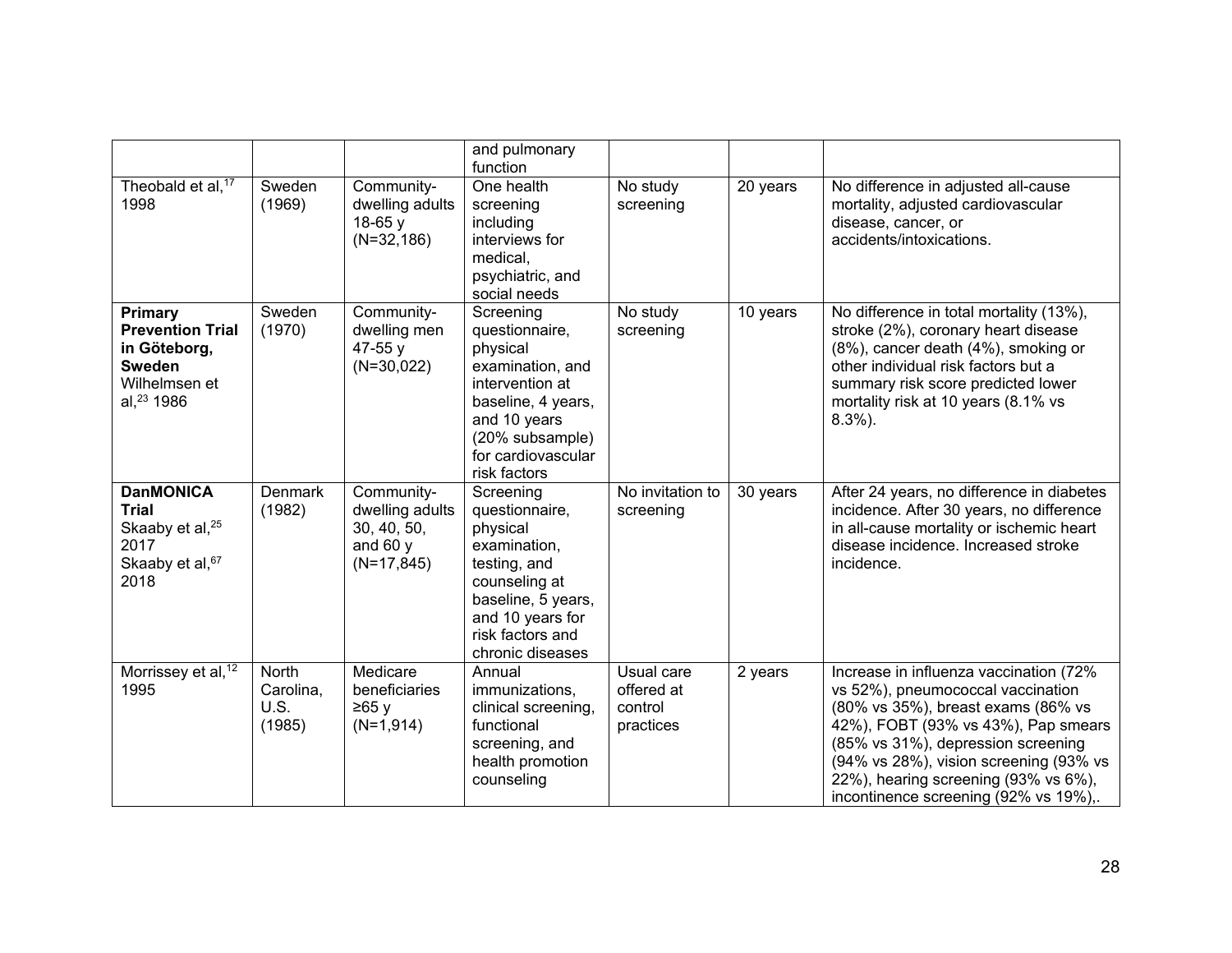| | | | and pulmonary function | | | |
|---|---|---|---|---|---|---|
| Theobald et al,[17] 1998 | Sweden (1969) | Community-dwelling adults 18-65 y (N=32,186) | One health screening including interviews for medical, psychiatric, and social needs | No study screening | 20 years | No difference in adjusted all-cause mortality, adjusted cardiovascular disease, cancer, or accidents/intoxications. |
| **Primary Prevention Trial in Göteborg, Sweden** Wilhelmsen et al,[23] 1986 | Sweden (1970) | Community-dwelling men 47-55 y (N=30,022) | Screening questionnaire, physical examination, and intervention at baseline, 4 years, and 10 years (20% subsample) for cardiovascular risk factors | No study screening | 10 years | No difference in total mortality (13%), stroke (2%), coronary heart disease (8%), cancer death (4%), smoking or other individual risk factors but a summary risk score predicted lower mortality risk at 10 years (8.1% vs 8.3%). |
| **DanMONICA Trial** Skaaby et al,[25] 2017 Skaaby et al,[67] 2018 | Denmark (1982) | Community-dwelling adults 30, 40, 50, and 60 y (N=17,845) | Screening questionnaire, physical examination, testing, and counseling at baseline, 5 years, and 10 years for risk factors and chronic diseases | No invitation to screening | 30 years | After 24 years, no difference in diabetes incidence. After 30 years, no difference in all-cause mortality or ischemic heart disease incidence. Increased stroke incidence. |
| Morrissey et al,[12] 1995 | North Carolina, U.S. (1985) | Medicare beneficiaries ≥65 y (N=1,914) | Annual immunizations, clinical screening, functional screening, and health promotion counseling | Usual care offered at control practices | 2 years | Increase in influenza vaccination (72% vs 52%), pneumococcal vaccination (80% vs 35%), breast exams (86% vs 42%), FOBT (93% vs 43%), Pap smears (85% vs 31%), depression screening (94% vs 28%), vision screening (93% vs 22%), hearing screening (93% vs 6%), incontinence screening (92% vs 19%),. |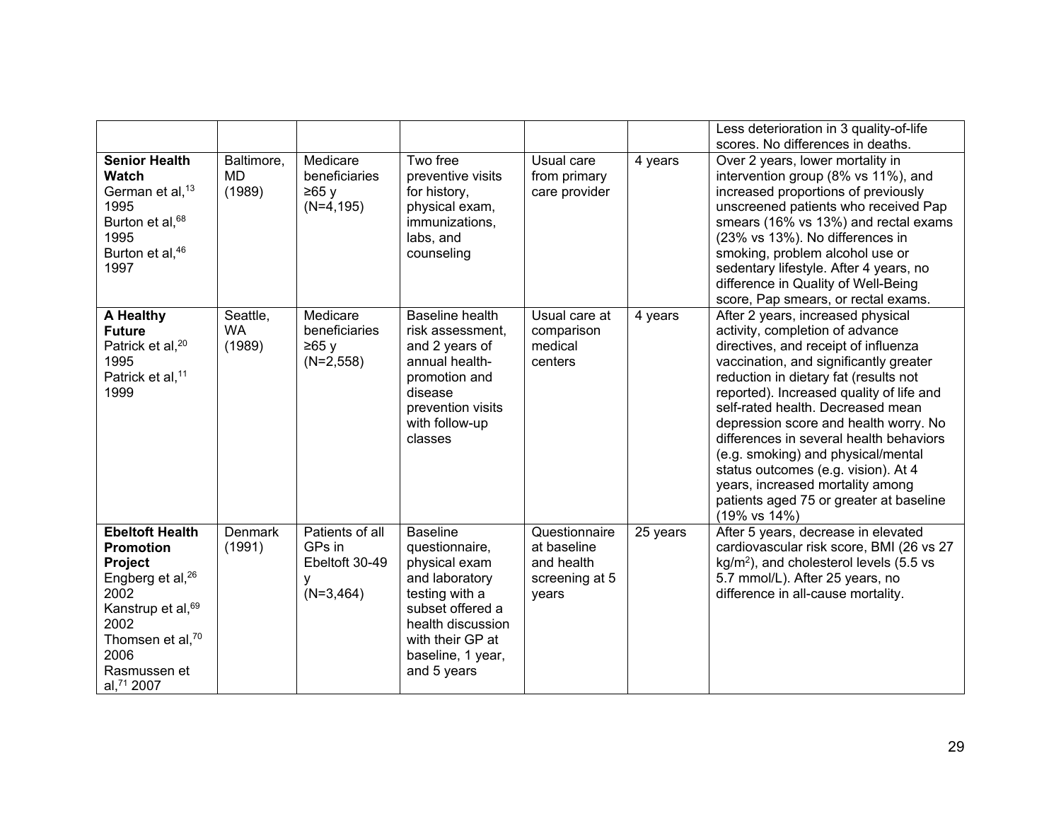| | | | | | | |
|---|---|---|---|---|---|---|
| | | | | | | Less deterioration in 3 quality-of-life scores. No differences in deaths. |
| **Senior Health Watch** German et al,[13] 1995 Burton et al,[68] 1995 Burton et al,[46] 1997 | Baltimore, MD (1989) | Medicare beneficiaries ≥65 y (N=4,195) | Two free preventive visits for history, physical exam, immunizations, labs, and counseling | Usual care from primary care provider | 4 years | Over 2 years, lower mortality in intervention group (8% vs 11%), and increased proportions of previously unscreened patients who received Pap smears (16% vs 13%) and rectal exams (23% vs 13%). No differences in smoking, problem alcohol use or sedentary lifestyle. After 4 years, no difference in Quality of Well-Being score, Pap smears, or rectal exams. |
| **A Healthy Future** Patrick et al,[20] 1995 Patrick et al,[11] 1999 | Seattle, WA (1989) | Medicare beneficiaries ≥65 y (N=2,558) | Baseline health risk assessment, and 2 years of annual health-promotion and disease prevention visits with follow-up classes | Usual care at comparison medical centers | 4 years | After 2 years, increased physical activity, completion of advance directives, and receipt of influenza vaccination, and significantly greater reduction in dietary fat (results not reported). Increased quality of life and self-rated health. Decreased mean depression score and health worry. No differences in several health behaviors (e.g. smoking) and physical/mental status outcomes (e.g. vision). At 4 years, increased mortality among patients aged 75 or greater at baseline (19% vs 14%) |
| **Ebeltoft Health Promotion Project** Engberg et al,[26] 2002 Kanstrup et al,[69] 2002 Thomsen et al,[70] 2006 Rasmussen et al,[71] 2007 | Denmark (1991) | Patients of all GPs in Ebeltoft 30-49 y (N=3,464) | Baseline questionnaire, physical exam and laboratory testing with a subset offered a health discussion with their GP at baseline, 1 year, and 5 years | Questionnaire at baseline and health screening at 5 years | 25 years | After 5 years, decrease in elevated cardiovascular risk score, BMI (26 vs 27 $kg/m^2$), and cholesterol levels (5.5 vs 5.7 mmol/L). After 25 years, no difference in all-cause mortality. |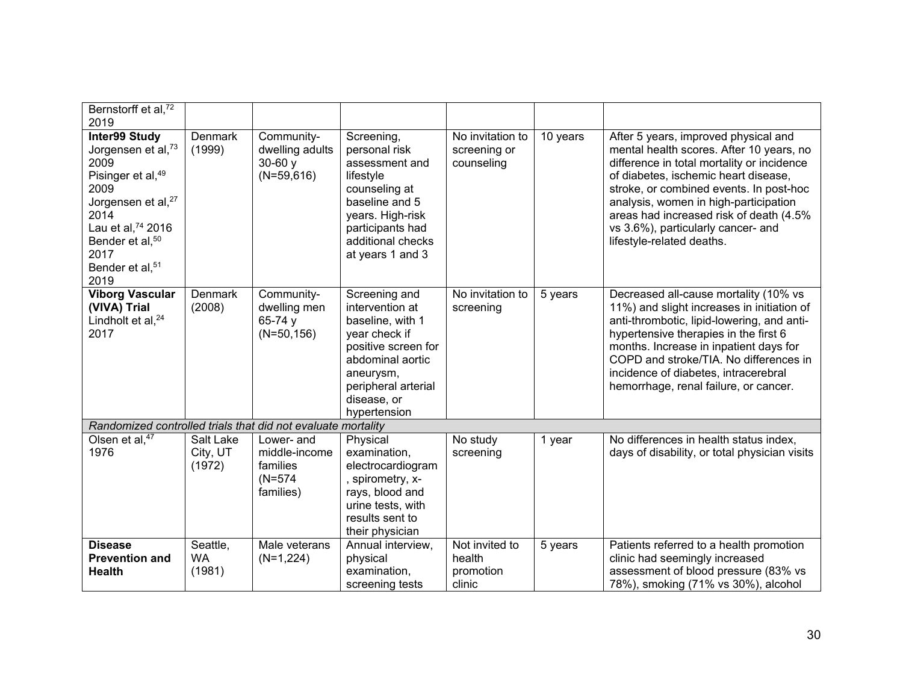| | | | | | | |
|---|---|---|---|---|---|---|
| Bernstorff et al,[72] 2019 | | | | | | |
| **Inter99 Study** Jorgensen et al,[73] 2009 Pisinger et al,[49] 2009 Jorgensen et al,[27] 2014 Lau et al,[74] 2016 Bender et al,[50] 2017 Bender et al,[51] 2019 | Denmark (1999) | Community-dwelling adults 30-60 y (N=59,616) | Screening, personal risk assessment and lifestyle counseling at baseline and 5 years. High-risk participants had additional checks at years 1 and 3 | No invitation to screening or counseling | 10 years | After 5 years, improved physical and mental health scores. After 10 years, no difference in total mortality or incidence of diabetes, ischemic heart disease, stroke, or combined events. In post-hoc analysis, women in high-participation areas had increased risk of death (4.5% vs 3.6%), particularly cancer- and lifestyle-related deaths. |
| **Viborg Vascular (VIVA) Trial** Lindholt et al,[24] 2017 | Denmark (2008) | Community-dwelling men 65-74 y (N=50,156) | Screening and intervention at baseline, with 1 year check if positive screen for abdominal aortic aneurysm, peripheral arterial disease, or hypertension | No invitation to screening | 5 years | Decreased all-cause mortality (10% vs 11%) and slight increases in initiation of anti-thrombotic, lipid-lowering, and anti-hypertensive therapies in the first 6 months. Increase in inpatient days for COPD and stroke/TIA. No differences in incidence of diabetes, intracerebral hemorrhage, renal failure, or cancer. |
| *Randomized controlled trials that did not evaluate mortality* | | | | | | |
| Olsen et al,[47] 1976 | Salt Lake City, UT (1972) | Lower- and middle-income families (N=574 families) | Physical examination, electrocardiogram, spirometry, x-rays, blood and urine tests, with results sent to their physician | No study screening | 1 year | No differences in health status index, days of disability, or total physician visits |
| **Disease Prevention and Health** | Seattle, WA (1981) | Male veterans (N=1,224) | Annual interview, physical examination, screening tests | Not invited to health promotion clinic | 5 years | Patients referred to a health promotion clinic had seemingly increased assessment of blood pressure (83% vs 78%), smoking (71% vs 30%), alcohol |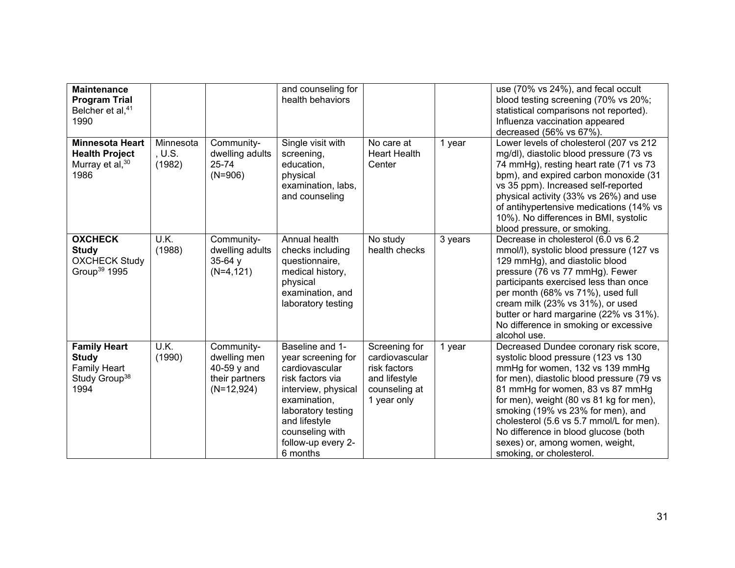| | | | | | | |
|---|---|---|---|---|---|---|
| **Maintenance Program Trial** Belcher et al,[41] 1990 | | | and counseling for health behaviors | | | use (70% vs 24%), and fecal occult blood testing screening (70% vs 20%; statistical comparisons not reported). Influenza vaccination appeared decreased (56% vs 67%). |
| **Minnesota Heart Health Project** Murray et al,[30] 1986 | Minnesota, U.S. (1982) | Community-dwelling adults 25-74 (N=906) | Single visit with screening, education, physical examination, labs, and counseling | No care at Heart Health Center | 1 year | Lower levels of cholesterol (207 vs 212 mg/dl), diastolic blood pressure (73 vs 74 mmHg), resting heart rate (71 vs 73 bpm), and expired carbon monoxide (31 vs 35 ppm). Increased self-reported physical activity (33% vs 26%) and use of antihypertensive medications (14% vs 10%). No differences in BMI, systolic blood pressure, or smoking. |
| **OXCHECK Study** OXCHECK Study Group[39] 1995 | U.K. (1988) | Community-dwelling adults 35-64 y (N=4,121) | Annual health checks including questionnaire, medical history, physical examination, and laboratory testing | No study health checks | 3 years | Decrease in cholesterol (6.0 vs 6.2 mmol/l), systolic blood pressure (127 vs 129 mmHg), and diastolic blood pressure (76 vs 77 mmHg). Fewer participants exercised less than once per month (68% vs 71%), used full cream milk (23% vs 31%), or used butter or hard margarine (22% vs 31%). No difference in smoking or excessive alcohol use. |
| **Family Heart Study** Family Heart Study Group[38] 1994 | U.K. (1990) | Community-dwelling men 40-59 y and their partners (N=12,924) | Baseline and 1-year screening for cardiovascular risk factors via interview, physical examination, laboratory testing and lifestyle counseling with follow-up every 2-6 months | Screening for cardiovascular risk factors and lifestyle counseling at 1 year only | 1 year | Decreased Dundee coronary risk score, systolic blood pressure (123 vs 130 mmHg for women, 132 vs 139 mmHg for men), diastolic blood pressure (79 vs 81 mmHg for women, 83 vs 87 mmHg for men), weight (80 vs 81 kg for men), smoking (19% vs 23% for men), and cholesterol (5.6 vs 5.7 mmol/L for men). No difference in blood glucose (both sexes) or, among women, weight, smoking, or cholesterol. |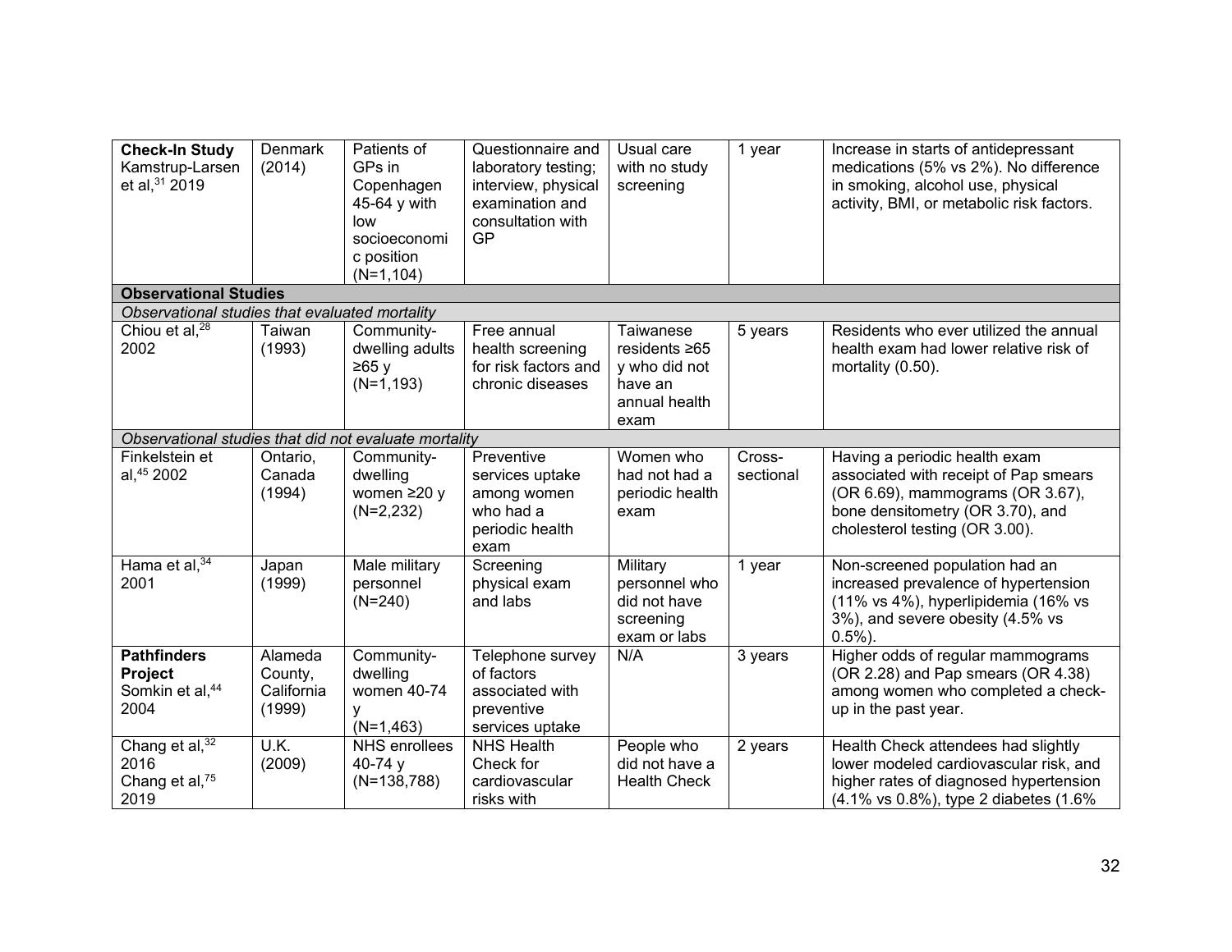| | | | | | | |
|---|---|---|---|---|---|---|
| **Check-In Study** Kamstrup-Larsen et al,[31] 2019 | Denmark (2014) | Patients of GPs in Copenhagen 45-64 y with low socioeconomic position (N=1,104) | Questionnaire and laboratory testing; interview, physical examination and consultation with GP | Usual care with no study screening | 1 year | Increase in starts of antidepressant medications (5% vs 2%). No difference in smoking, alcohol use, physical activity, BMI, or metabolic risk factors. |
| **Observational Studies** | | | | | | |
| *Observational studies that evaluated mortality* | | | | | | |
| Chiou et al,[28] 2002 | Taiwan (1993) | Community-dwelling adults ≥65 y (N=1,193) | Free annual health screening for risk factors and chronic diseases | Taiwanese residents ≥65 y who did not have an annual health exam | 5 years | Residents who ever utilized the annual health exam had lower relative risk of mortality (0.50). |
| *Observational studies that did not evaluate mortality* | | | | | | |
| Finkelstein et al,[45] 2002 | Ontario, Canada (1994) | Community-dwelling women ≥20 y (N=2,232) | Preventive services uptake among women who had a periodic health exam | Women who had not had a periodic health exam | Cross-sectional | Having a periodic health exam associated with receipt of Pap smears (OR 6.69), mammograms (OR 3.67), bone densitometry (OR 3.70), and cholesterol testing (OR 3.00). |
| Hama et al,[34] 2001 | Japan (1999) | Male military personnel (N=240) | Screening physical exam and labs | Military personnel who did not have screening exam or labs | 1 year | Non-screened population had an increased prevalence of hypertension (16% vs 4%), hyperlipidemia (16% vs 3%), and severe obesity (4.5% vs 0.5%). |
| **Pathfinders Project** Somkin et al,[44] 2004 | Alameda County, California (1999) | Community-dwelling women 40-74 y (N=1,463) | Telephone survey of factors associated with preventive services uptake | N/A | 3 years | Higher odds of regular mammograms (OR 2.28) and Pap smears (OR 4.38) among women who completed a check-up in the past year. |
| Chang et al,[32] 2016 Chang et al,[75] 2019 | U.K. (2009) | NHS enrollees 40-74 y (N=138,788) | NHS Health Check for cardiovascular risks with | People who did not have a Health Check | 2 years | Health Check attendees had slightly lower modeled cardiovascular risk, and higher rates of diagnosed hypertension (4.1% vs 0.8%), type 2 diabetes (1.6% |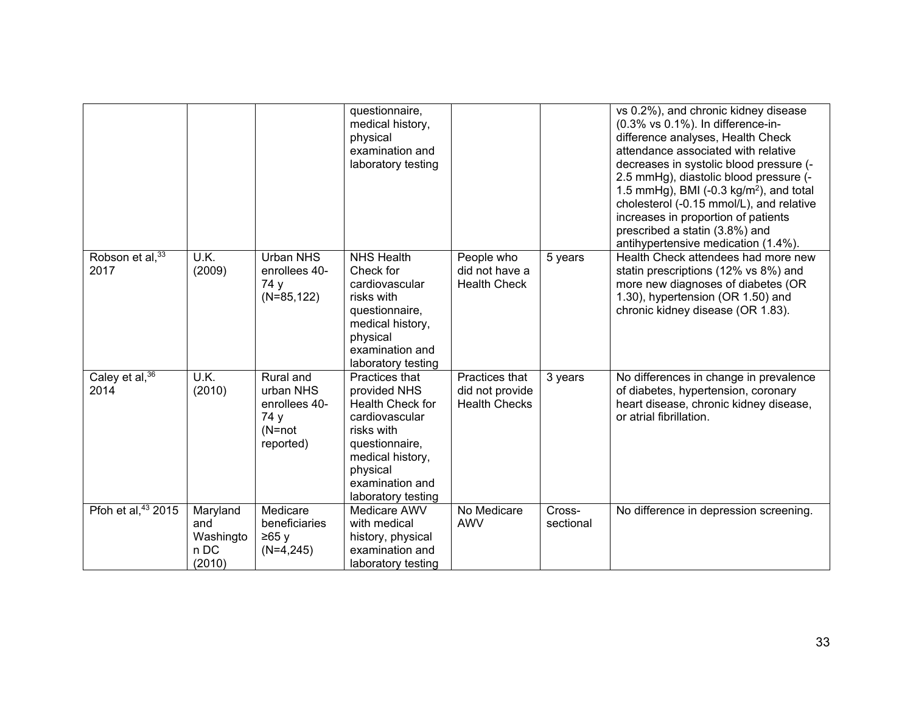|  |  |  | questionnaire, medical history, physical examination and laboratory testing |  |  | vs 0.2%), and chronic kidney disease (0.3% vs 0.1%). In difference-in-difference analyses, Health Check attendance associated with relative decreases in systolic blood pressure (-2.5 mmHg), diastolic blood pressure (-1.5 mmHg), BMI (-0.3 kg/m$^2$), and total cholesterol (-0.15 mmol/L), and relative increases in proportion of patients prescribed a statin (3.8%) and antihypertensive medication (1.4%). |
|---|---|---|---|---|---|---|
| Robson et al,[33] 2017 | U.K. (2009) | Urban NHS enrollees 40-74 y (N=85,122) | NHS Health Check for cardiovascular risks with questionnaire, medical history, physical examination and laboratory testing | People who did not have a Health Check | 5 years | Health Check attendees had more new statin prescriptions (12% vs 8%) and more new diagnoses of diabetes (OR 1.30), hypertension (OR 1.50) and chronic kidney disease (OR 1.83). |
| Caley et al,[36] 2014 | U.K. (2010) | Rural and urban NHS enrollees 40-74 y (N=not reported) | Practices that provided NHS Health Check for cardiovascular risks with questionnaire, medical history, physical examination and laboratory testing | Practices that did not provide Health Checks | 3 years | No differences in change in prevalence of diabetes, hypertension, coronary heart disease, chronic kidney disease, or atrial fibrillation. |
| Pfoh et al,[43] 2015 | Maryland and Washington DC (2010) | Medicare beneficiaries ≥65 y (N=4,245) | Medicare AWV with medical history, physical examination and laboratory testing | No Medicare AWV | Cross-sectional | No difference in depression screening. |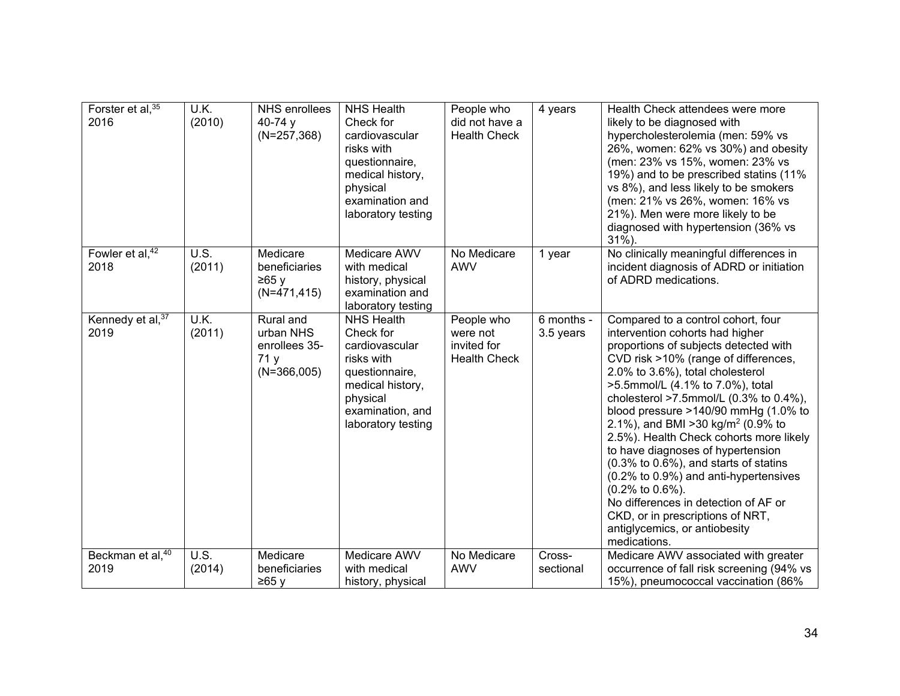| | | | | | | |
|---|---|---|---|---|---|---|
| Forster et al,[35] 2016 | U.K. (2010) | NHS enrollees 40-74 y (N=257,368) | NHS Health Check for cardiovascular risks with questionnaire, medical history, physical examination and laboratory testing | People who did not have a Health Check | 4 years | Health Check attendees were more likely to be diagnosed with hypercholesterolemia (men: 59% vs 26%, women: 62% vs 30%) and obesity (men: 23% vs 15%, women: 23% vs 19%) and to be prescribed statins (11% vs 8%), and less likely to be smokers (men: 21% vs 26%, women: 16% vs 21%). Men were more likely to be diagnosed with hypertension (36% vs 31%). |
| Fowler et al,[42] 2018 | U.S. (2011) | Medicare beneficiaries ≥65 y (N=471,415) | Medicare AWV with medical history, physical examination and laboratory testing | No Medicare AWV | 1 year | No clinically meaningful differences in incident diagnosis of ADRD or initiation of ADRD medications. |
| Kennedy et al,[37] 2019 | U.K. (2011) | Rural and urban NHS enrollees 35-71 y (N=366,005) | NHS Health Check for cardiovascular risks with questionnaire, medical history, physical examination, and laboratory testing | People who were not invited for Health Check | 6 months - 3.5 years | Compared to a control cohort, four intervention cohorts had higher proportions of subjects detected with CVD risk >10% (range of differences, 2.0% to 3.6%), total cholesterol >5.5mmol/L (4.1% to 7.0%), total cholesterol >7.5mmol/L (0.3% to 0.4%), blood pressure >140/90 mmHg (1.0% to 2.1%), and BMI >30 kg/m$^2$ (0.9% to 2.5%). Health Check cohorts more likely to have diagnoses of hypertension (0.3% to 0.6%), and starts of statins (0.2% to 0.9%) and anti-hypertensives (0.2% to 0.6%).<br>No differences in detection of AF or CKD, or in prescriptions of NRT, antiglycemics, or antiobesity medications. |
| Beckman et al,[40] 2019 | U.S. (2014) | Medicare beneficiaries ≥65 y | Medicare AWV with medical history, physical | No Medicare AWV | Cross-sectional | Medicare AWV associated with greater occurrence of fall risk screening (94% vs 15%), pneumococcal vaccination (86% |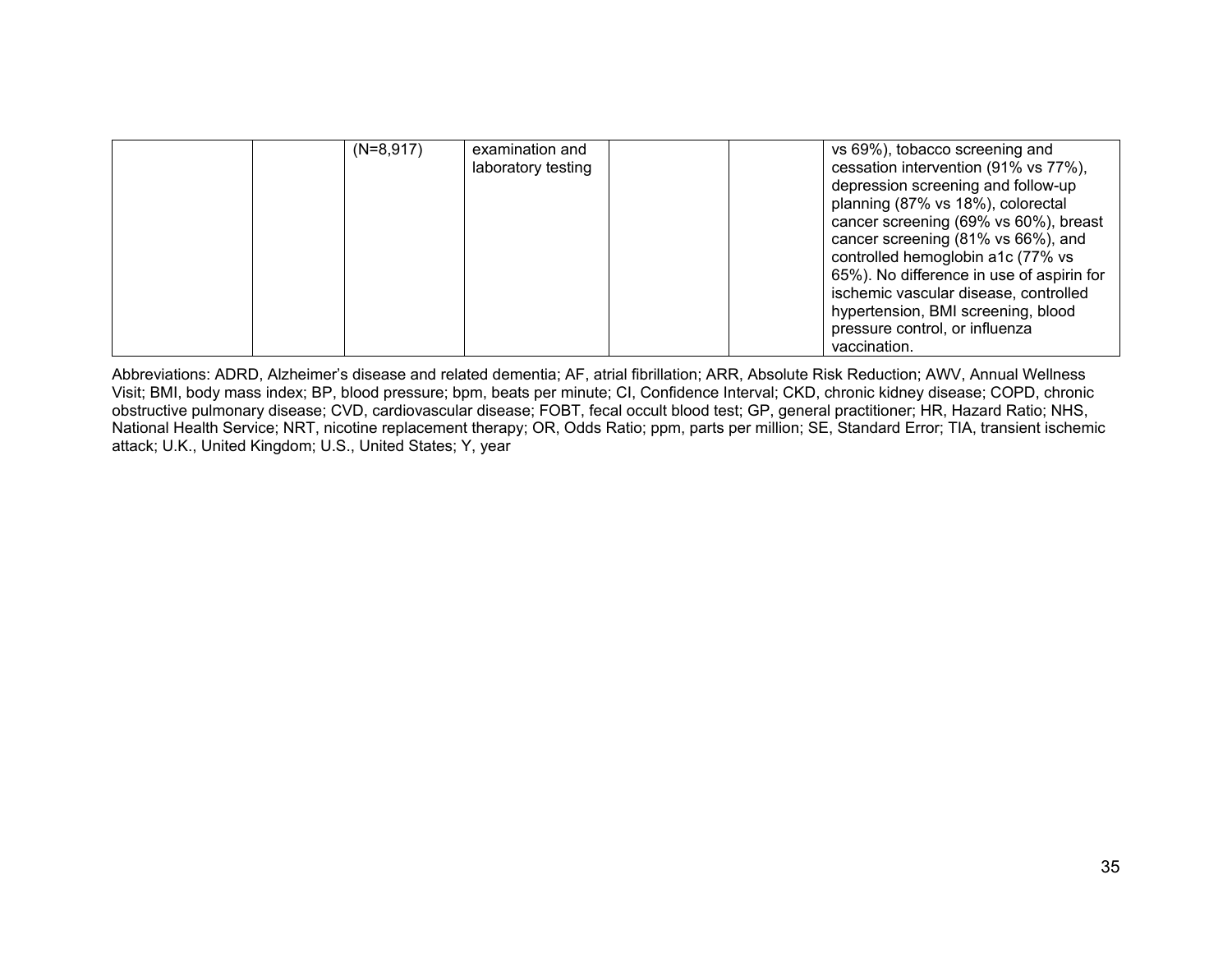| | | | | | | |
|---|---|---|---|---|---|---|
| | | (N=8,917) | examination and laboratory testing | | | vs 69%), tobacco screening and cessation intervention (91% vs 77%), depression screening and follow-up planning (87% vs 18%), colorectal cancer screening (69% vs 60%), breast cancer screening (81% vs 66%), and controlled hemoglobin a1c (77% vs 65%). No difference in use of aspirin for ischemic vascular disease, controlled hypertension, BMI screening, blood pressure control, or influenza vaccination. |

Abbreviations: ADRD, Alzheimer's disease and related dementia; AF, atrial fibrillation; ARR, Absolute Risk Reduction; AWV, Annual Wellness Visit; BMI, body mass index; BP, blood pressure; bpm, beats per minute; CI, Confidence Interval; CKD, chronic kidney disease; COPD, chronic obstructive pulmonary disease; CVD, cardiovascular disease; FOBT, fecal occult blood test; GP, general practitioner; HR, Hazard Ratio; NHS, National Health Service; NRT, nicotine replacement therapy; OR, Odds Ratio; ppm, parts per million; SE, Standard Error; TIA, transient ischemic attack; U.K., United Kingdom; U.S., United States; Y, year